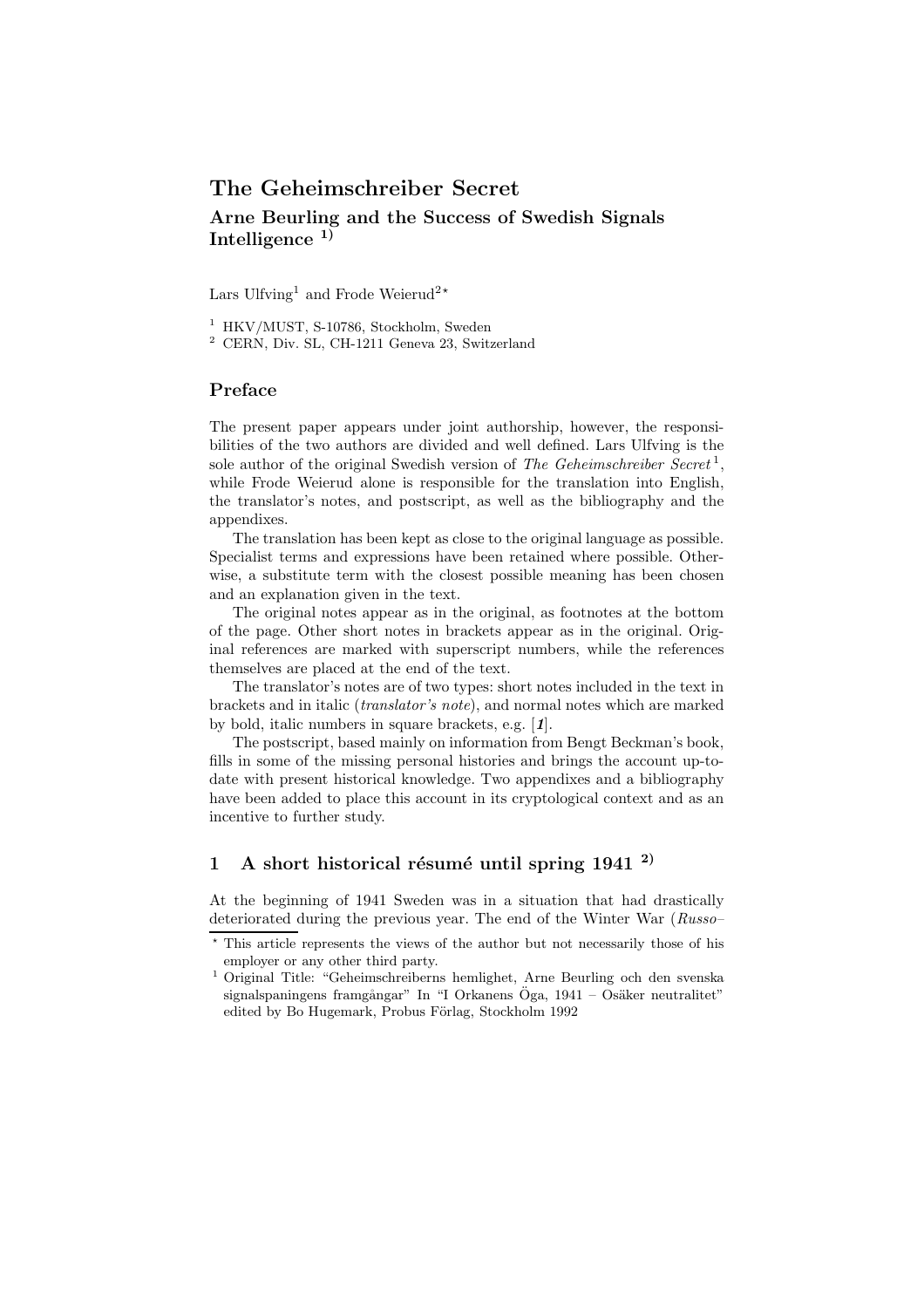# The Geheimschreiber Secret

## Arne Beurling and the Success of Swedish Signals Intelligence [1)]

Lars Ulfving[1] and Frode Weierud[2*]

[1] HKV/MUST, S-10786, Stockholm, Sweden

[2] CERN, Div. SL, CH-1211 Geneva 23, Switzerland

## Preface

The present paper appears under joint authorship, however, the responsibilities of the two authors are divided and well defined. Lars Ulfving is the sole author of the original Swedish version of *The Geheimschreiber Secret*[1], while Frode Weierud alone is responsible for the translation into English, the translator's notes, and postscript, as well as the bibliography and the appendixes.

The translation has been kept as close to the original language as possible. Specialist terms and expressions have been retained where possible. Otherwise, a substitute term with the closest possible meaning has been chosen and an explanation given in the text.

The original notes appear as in the original, as footnotes at the bottom of the page. Other short notes in brackets appear as in the original. Original references are marked with superscript numbers, while the references themselves are placed at the end of the text.

The translator's notes are of two types: short notes included in the text in brackets and in italic (*translator's note*), and normal notes which are marked by bold, italic numbers in square brackets, e.g. [***1***].

The postscript, based mainly on information from Bengt Beckman's book, fills in some of the missing personal histories and brings the account up-to-date with present historical knowledge. Two appendixes and a bibliography have been added to place this account in its cryptological context and as an incentive to further study.

## 1 A short historical résumé until spring 1941 [2)]

At the beginning of 1941 Sweden was in a situation that had drastically deteriorated during the previous year. The end of the Winter War (*Russo–*

---

\* This article represents the views of the author but not necessarily those of his employer or any other third party.

[1] Original Title: "Geheimschreiberns hemlighet, Arne Beurling och den svenska signalspaningens framgångar" In "I Orkanens Öga, 1941 – Osäker neutralitet" edited by Bo Hugemark, Probus Förlag, Stockholm 1992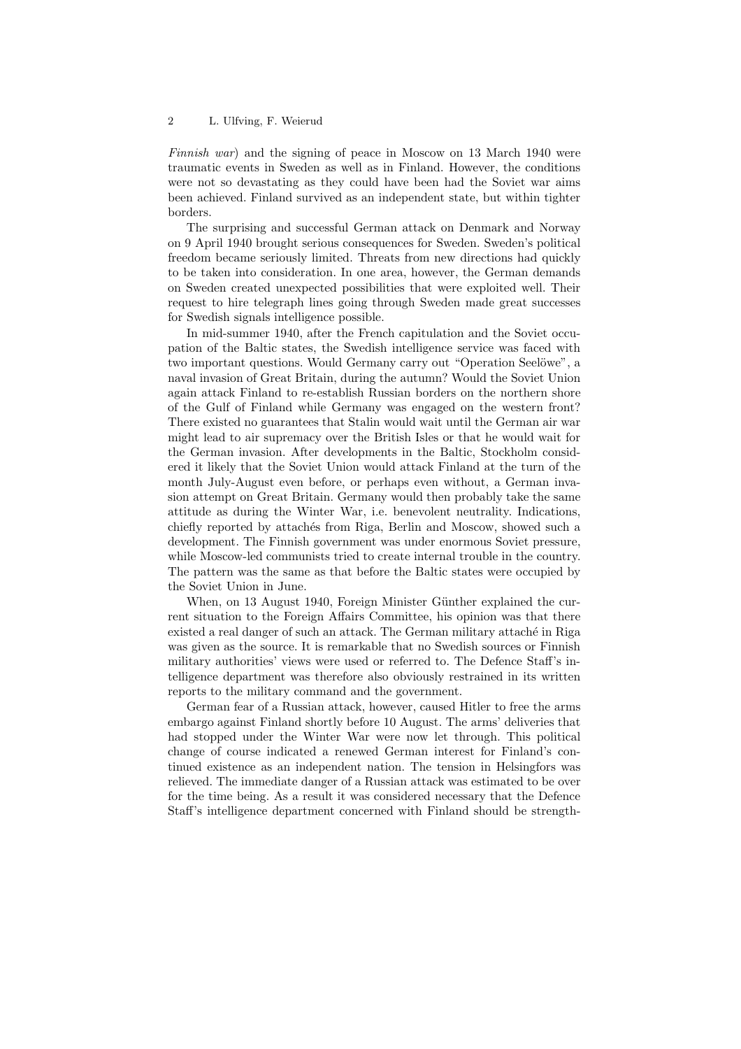*Finnish war*) and the signing of peace in Moscow on 13 March 1940 were traumatic events in Sweden as well as in Finland. However, the conditions were not so devastating as they could have been had the Soviet war aims been achieved. Finland survived as an independent state, but within tighter borders.

The surprising and successful German attack on Denmark and Norway on 9 April 1940 brought serious consequences for Sweden. Sweden's political freedom became seriously limited. Threats from new directions had quickly to be taken into consideration. In one area, however, the German demands on Sweden created unexpected possibilities that were exploited well. Their request to hire telegraph lines going through Sweden made great successes for Swedish signals intelligence possible.

In mid-summer 1940, after the French capitulation and the Soviet occupation of the Baltic states, the Swedish intelligence service was faced with two important questions. Would Germany carry out "Operation Seelöwe", a naval invasion of Great Britain, during the autumn? Would the Soviet Union again attack Finland to re-establish Russian borders on the northern shore of the Gulf of Finland while Germany was engaged on the western front? There existed no guarantees that Stalin would wait until the German air war might lead to air supremacy over the British Isles or that he would wait for the German invasion. After developments in the Baltic, Stockholm considered it likely that the Soviet Union would attack Finland at the turn of the month July-August even before, or perhaps even without, a German invasion attempt on Great Britain. Germany would then probably take the same attitude as during the Winter War, i.e. benevolent neutrality. Indications, chiefly reported by attachés from Riga, Berlin and Moscow, showed such a development. The Finnish government was under enormous Soviet pressure, while Moscow-led communists tried to create internal trouble in the country. The pattern was the same as that before the Baltic states were occupied by the Soviet Union in June.

When, on 13 August 1940, Foreign Minister Günther explained the current situation to the Foreign Affairs Committee, his opinion was that there existed a real danger of such an attack. The German military attaché in Riga was given as the source. It is remarkable that no Swedish sources or Finnish military authorities' views were used or referred to. The Defence Staff's intelligence department was therefore also obviously restrained in its written reports to the military command and the government.

German fear of a Russian attack, however, caused Hitler to free the arms embargo against Finland shortly before 10 August. The arms' deliveries that had stopped under the Winter War were now let through. This political change of course indicated a renewed German interest for Finland's continued existence as an independent nation. The tension in Helsingfors was relieved. The immediate danger of a Russian attack was estimated to be over for the time being. As a result it was considered necessary that the Defence Staff's intelligence department concerned with Finland should be strength-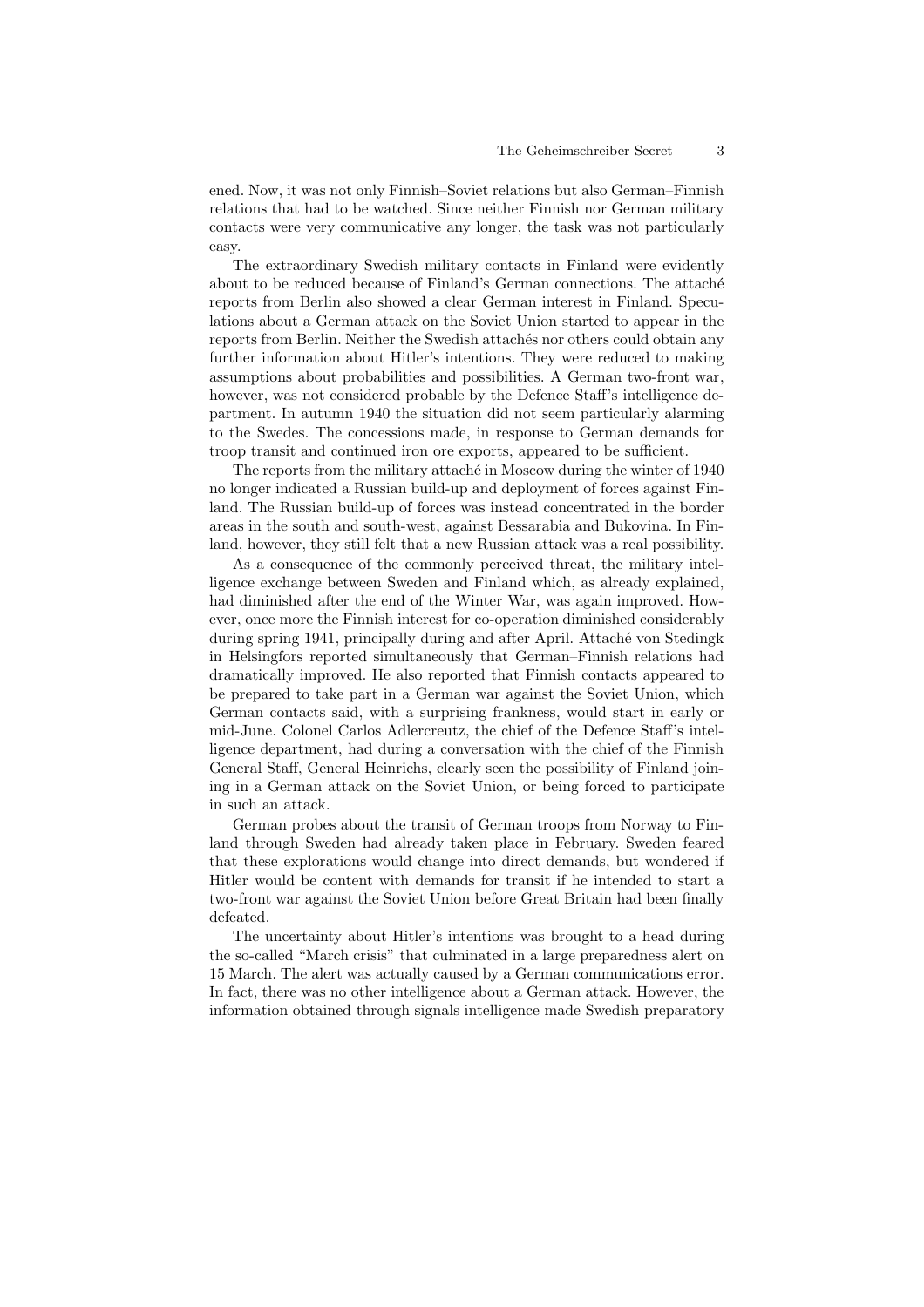ened. Now, it was not only Finnish–Soviet relations but also German–Finnish relations that had to be watched. Since neither Finnish nor German military contacts were very communicative any longer, the task was not particularly easy.

The extraordinary Swedish military contacts in Finland were evidently about to be reduced because of Finland's German connections. The attaché reports from Berlin also showed a clear German interest in Finland. Speculations about a German attack on the Soviet Union started to appear in the reports from Berlin. Neither the Swedish attachés nor others could obtain any further information about Hitler's intentions. They were reduced to making assumptions about probabilities and possibilities. A German two-front war, however, was not considered probable by the Defence Staff's intelligence department. In autumn 1940 the situation did not seem particularly alarming to the Swedes. The concessions made, in response to German demands for troop transit and continued iron ore exports, appeared to be sufficient.

The reports from the military attaché in Moscow during the winter of 1940 no longer indicated a Russian build-up and deployment of forces against Finland. The Russian build-up of forces was instead concentrated in the border areas in the south and south-west, against Bessarabia and Bukovina. In Finland, however, they still felt that a new Russian attack was a real possibility.

As a consequence of the commonly perceived threat, the military intelligence exchange between Sweden and Finland which, as already explained, had diminished after the end of the Winter War, was again improved. However, once more the Finnish interest for co-operation diminished considerably during spring 1941, principally during and after April. Attaché von Stedingk in Helsingfors reported simultaneously that German–Finnish relations had dramatically improved. He also reported that Finnish contacts appeared to be prepared to take part in a German war against the Soviet Union, which German contacts said, with a surprising frankness, would start in early or mid-June. Colonel Carlos Adlercreutz, the chief of the Defence Staff's intelligence department, had during a conversation with the chief of the Finnish General Staff, General Heinrichs, clearly seen the possibility of Finland joining in a German attack on the Soviet Union, or being forced to participate in such an attack.

German probes about the transit of German troops from Norway to Finland through Sweden had already taken place in February. Sweden feared that these explorations would change into direct demands, but wondered if Hitler would be content with demands for transit if he intended to start a two-front war against the Soviet Union before Great Britain had been finally defeated.

The uncertainty about Hitler's intentions was brought to a head during the so-called "March crisis" that culminated in a large preparedness alert on 15 March. The alert was actually caused by a German communications error. In fact, there was no other intelligence about a German attack. However, the information obtained through signals intelligence made Swedish preparatory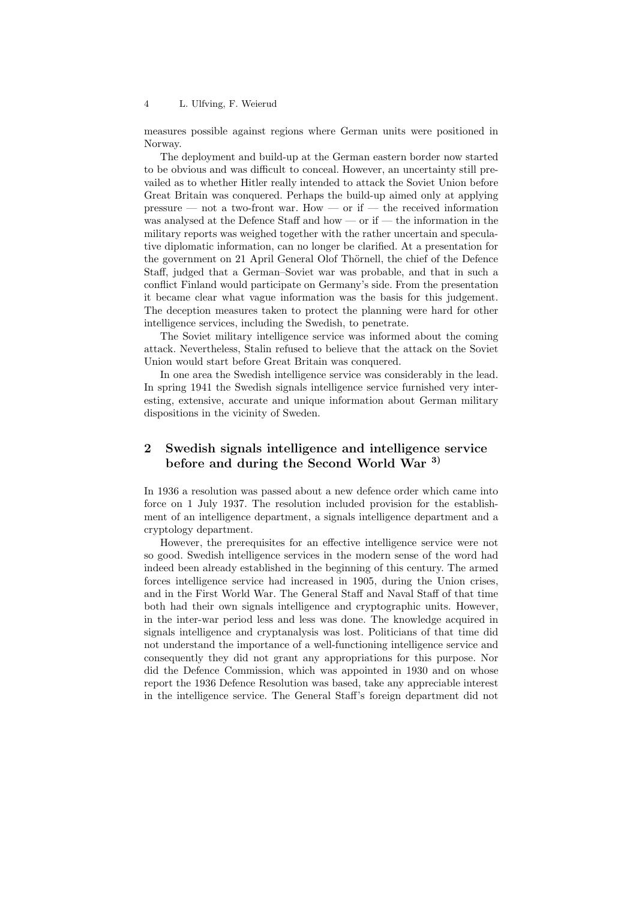measures possible against regions where German units were positioned in Norway.

The deployment and build-up at the German eastern border now started to be obvious and was difficult to conceal. However, an uncertainty still prevailed as to whether Hitler really intended to attack the Soviet Union before Great Britain was conquered. Perhaps the build-up aimed only at applying pressure — not a two-front war. How — or if — the received information was analysed at the Defence Staff and how — or if — the information in the military reports was weighed together with the rather uncertain and speculative diplomatic information, can no longer be clarified. At a presentation for the government on 21 April General Olof Thörnell, the chief of the Defence Staff, judged that a German–Soviet war was probable, and that in such a conflict Finland would participate on Germany's side. From the presentation it became clear what vague information was the basis for this judgement. The deception measures taken to protect the planning were hard for other intelligence services, including the Swedish, to penetrate.

The Soviet military intelligence service was informed about the coming attack. Nevertheless, Stalin refused to believe that the attack on the Soviet Union would start before Great Britain was conquered.

In one area the Swedish intelligence service was considerably in the lead. In spring 1941 the Swedish signals intelligence service furnished very interesting, extensive, accurate and unique information about German military dispositions in the vicinity of Sweden.

## 2 Swedish signals intelligence and intelligence service before and during the Second World War [3)]

In 1936 a resolution was passed about a new defence order which came into force on 1 July 1937. The resolution included provision for the establishment of an intelligence department, a signals intelligence department and a cryptology department.

However, the prerequisites for an effective intelligence service were not so good. Swedish intelligence services in the modern sense of the word had indeed been already established in the beginning of this century. The armed forces intelligence service had increased in 1905, during the Union crises, and in the First World War. The General Staff and Naval Staff of that time both had their own signals intelligence and cryptographic units. However, in the inter-war period less and less was done. The knowledge acquired in signals intelligence and cryptanalysis was lost. Politicians of that time did not understand the importance of a well-functioning intelligence service and consequently they did not grant any appropriations for this purpose. Nor did the Defence Commission, which was appointed in 1930 and on whose report the 1936 Defence Resolution was based, take any appreciable interest in the intelligence service. The General Staff's foreign department did not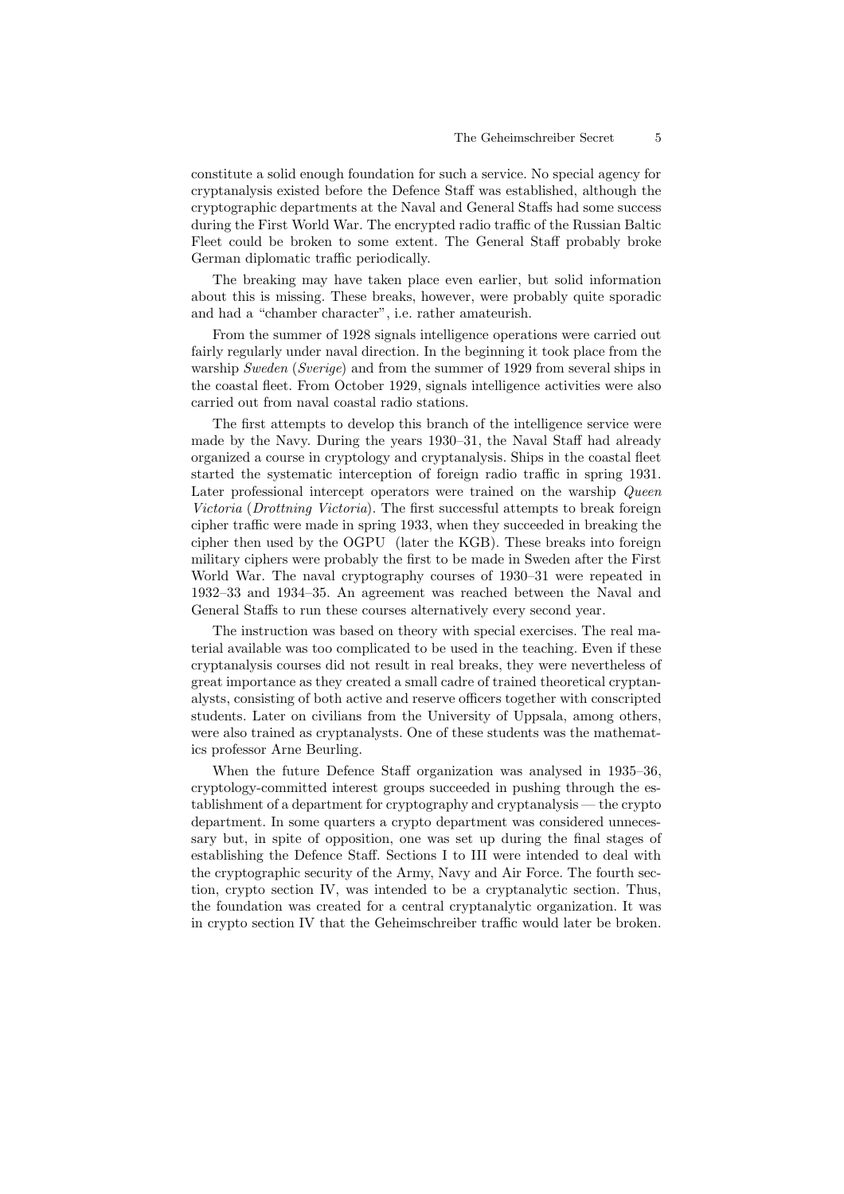constitute a solid enough foundation for such a service. No special agency for cryptanalysis existed before the Defence Staff was established, although the cryptographic departments at the Naval and General Staffs had some success during the First World War. The encrypted radio traffic of the Russian Baltic Fleet could be broken to some extent. The General Staff probably broke German diplomatic traffic periodically.

The breaking may have taken place even earlier, but solid information about this is missing. These breaks, however, were probably quite sporadic and had a "chamber character", i.e. rather amateurish.

From the summer of 1928 signals intelligence operations were carried out fairly regularly under naval direction. In the beginning it took place from the warship *Sweden* (*Sverige*) and from the summer of 1929 from several ships in the coastal fleet. From October 1929, signals intelligence activities were also carried out from naval coastal radio stations.

The first attempts to develop this branch of the intelligence service were made by the Navy. During the years 1930–31, the Naval Staff had already organized a course in cryptology and cryptanalysis. Ships in the coastal fleet started the systematic interception of foreign radio traffic in spring 1931. Later professional intercept operators were trained on the warship *Queen Victoria* (*Drottning Victoria*). The first successful attempts to break foreign cipher traffic were made in spring 1933, when they succeeded in breaking the cipher then used by the OGPU (later the KGB). These breaks into foreign military ciphers were probably the first to be made in Sweden after the First World War. The naval cryptography courses of 1930–31 were repeated in 1932–33 and 1934–35. An agreement was reached between the Naval and General Staffs to run these courses alternatively every second year.

The instruction was based on theory with special exercises. The real material available was too complicated to be used in the teaching. Even if these cryptanalysis courses did not result in real breaks, they were nevertheless of great importance as they created a small cadre of trained theoretical cryptanalysts, consisting of both active and reserve officers together with conscripted students. Later on civilians from the University of Uppsala, among others, were also trained as cryptanalysts. One of these students was the mathematics professor Arne Beurling.

When the future Defence Staff organization was analysed in 1935–36, cryptology-committed interest groups succeeded in pushing through the establishment of a department for cryptography and cryptanalysis — the crypto department. In some quarters a crypto department was considered unnecessary but, in spite of opposition, one was set up during the final stages of establishing the Defence Staff. Sections I to III were intended to deal with the cryptographic security of the Army, Navy and Air Force. The fourth section, crypto section IV, was intended to be a cryptanalytic section. Thus, the foundation was created for a central cryptanalytic organization. It was in crypto section IV that the Geheimschreiber traffic would later be broken.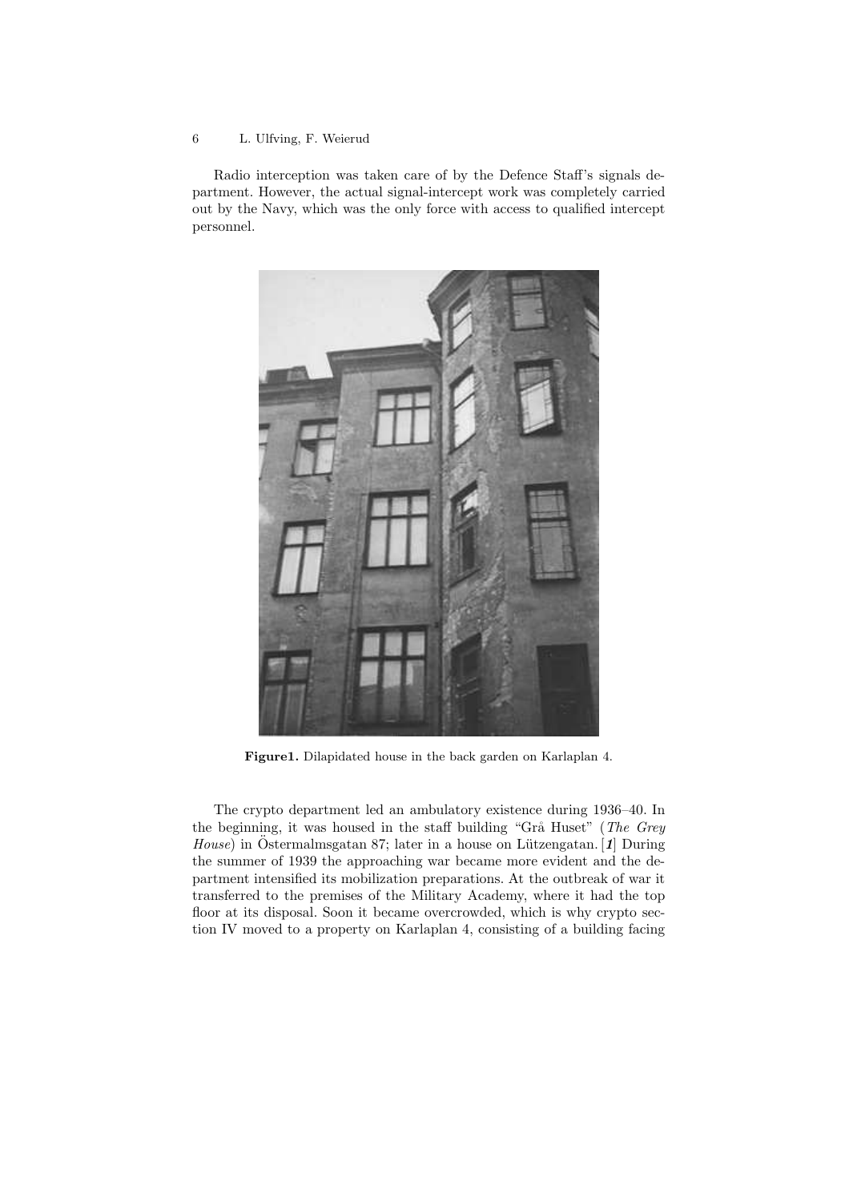Radio interception was taken care of by the Defence Staff's signals department. However, the actual signal-intercept work was completely carried out by the Navy, which was the only force with access to qualified intercept personnel.

**Figure1.** Dilapidated house in the back garden on Karlaplan 4.

The crypto department led an ambulatory existence during 1936–40. In the beginning, it was housed in the staff building "Grå Huset" (*The Grey House*) in Östermalmsgatan 87; later in a house on Lützengatan. [***1***] During the summer of 1939 the approaching war became more evident and the department intensified its mobilization preparations. At the outbreak of war it transferred to the premises of the Military Academy, where it had the top floor at its disposal. Soon it became overcrowded, which is why crypto section IV moved to a property on Karlaplan 4, consisting of a building facing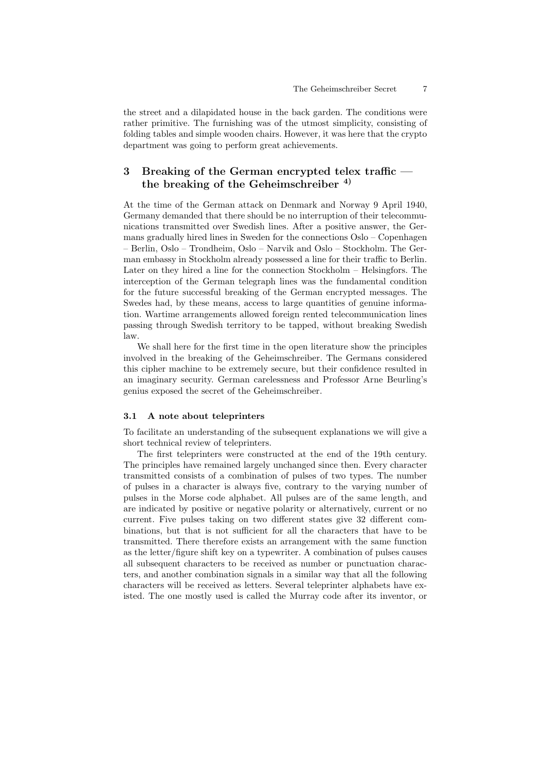the street and a dilapidated house in the back garden. The conditions were rather primitive. The furnishing was of the utmost simplicity, consisting of folding tables and simple wooden chairs. However, it was here that the crypto department was going to perform great achievements.

## 3 Breaking of the German encrypted telex traffic — the breaking of the Geheimschreiber [4)]

At the time of the German attack on Denmark and Norway 9 April 1940, Germany demanded that there should be no interruption of their telecommunications transmitted over Swedish lines. After a positive answer, the Germans gradually hired lines in Sweden for the connections Oslo – Copenhagen – Berlin, Oslo – Trondheim, Oslo – Narvik and Oslo – Stockholm. The German embassy in Stockholm already possessed a line for their traffic to Berlin. Later on they hired a line for the connection Stockholm – Helsingfors. The interception of the German telegraph lines was the fundamental condition for the future successful breaking of the German encrypted messages. The Swedes had, by these means, access to large quantities of genuine information. Wartime arrangements allowed foreign rented telecommunication lines passing through Swedish territory to be tapped, without breaking Swedish law.

We shall here for the first time in the open literature show the principles involved in the breaking of the Geheimschreiber. The Germans considered this cipher machine to be extremely secure, but their confidence resulted in an imaginary security. German carelessness and Professor Arne Beurling's genius exposed the secret of the Geheimschreiber.

### 3.1 A note about teleprinters

To facilitate an understanding of the subsequent explanations we will give a short technical review of teleprinters.

The first teleprinters were constructed at the end of the 19th century. The principles have remained largely unchanged since then. Every character transmitted consists of a combination of pulses of two types. The number of pulses in a character is always five, contrary to the varying number of pulses in the Morse code alphabet. All pulses are of the same length, and are indicated by positive or negative polarity or alternatively, current or no current. Five pulses taking on two different states give 32 different combinations, but that is not sufficient for all the characters that have to be transmitted. There therefore exists an arrangement with the same function as the letter/figure shift key on a typewriter. A combination of pulses causes all subsequent characters to be received as number or punctuation characters, and another combination signals in a similar way that all the following characters will be received as letters. Several teleprinter alphabets have existed. The one mostly used is called the Murray code after its inventor, or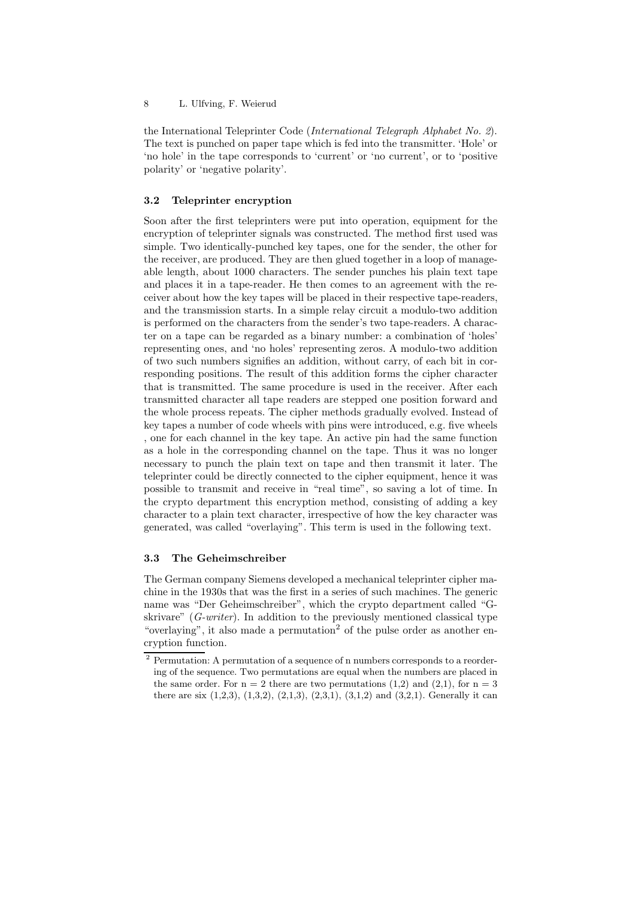the International Teleprinter Code (*International Telegraph Alphabet No. 2*). The text is punched on paper tape which is fed into the transmitter. 'Hole' or 'no hole' in the tape corresponds to 'current' or 'no current', or to 'positive polarity' or 'negative polarity'.

### 3.2 Teleprinter encryption

Soon after the first teleprinters were put into operation, equipment for the encryption of teleprinter signals was constructed. The method first used was simple. Two identically-punched key tapes, one for the sender, the other for the receiver, are produced. They are then glued together in a loop of manageable length, about 1000 characters. The sender punches his plain text tape and places it in a tape-reader. He then comes to an agreement with the receiver about how the key tapes will be placed in their respective tape-readers, and the transmission starts. In a simple relay circuit a modulo-two addition is performed on the characters from the sender's two tape-readers. A character on a tape can be regarded as a binary number: a combination of 'holes' representing ones, and 'no holes' representing zeros. A modulo-two addition of two such numbers signifies an addition, without carry, of each bit in corresponding positions. The result of this addition forms the cipher character that is transmitted. The same procedure is used in the receiver. After each transmitted character all tape readers are stepped one position forward and the whole process repeats. The cipher methods gradually evolved. Instead of key tapes a number of code wheels with pins were introduced, e.g. five wheels , one for each channel in the key tape. An active pin had the same function as a hole in the corresponding channel on the tape. Thus it was no longer necessary to punch the plain text on tape and then transmit it later. The teleprinter could be directly connected to the cipher equipment, hence it was possible to transmit and receive in "real time", so saving a lot of time. In the crypto department this encryption method, consisting of adding a key character to a plain text character, irrespective of how the key character was generated, was called "overlaying". This term is used in the following text.

### 3.3 The Geheimschreiber

The German company Siemens developed a mechanical teleprinter cipher machine in the 1930s that was the first in a series of such machines. The generic name was "Der Geheimschreiber", which the crypto department called "G-skrivare" (*G-writer*). In addition to the previously mentioned classical type "overlaying", it also made a permutation[2] of the pulse order as another encryption function.

[2] Permutation: A permutation of a sequence of n numbers corresponds to a reordering of the sequence. Two permutations are equal when the numbers are placed in the same order. For n = 2 there are two permutations (1,2) and (2,1), for n = 3 there are six (1,2,3), (1,3,2), (2,1,3), (2,3,1), (3,1,2) and (3,2,1). Generally it can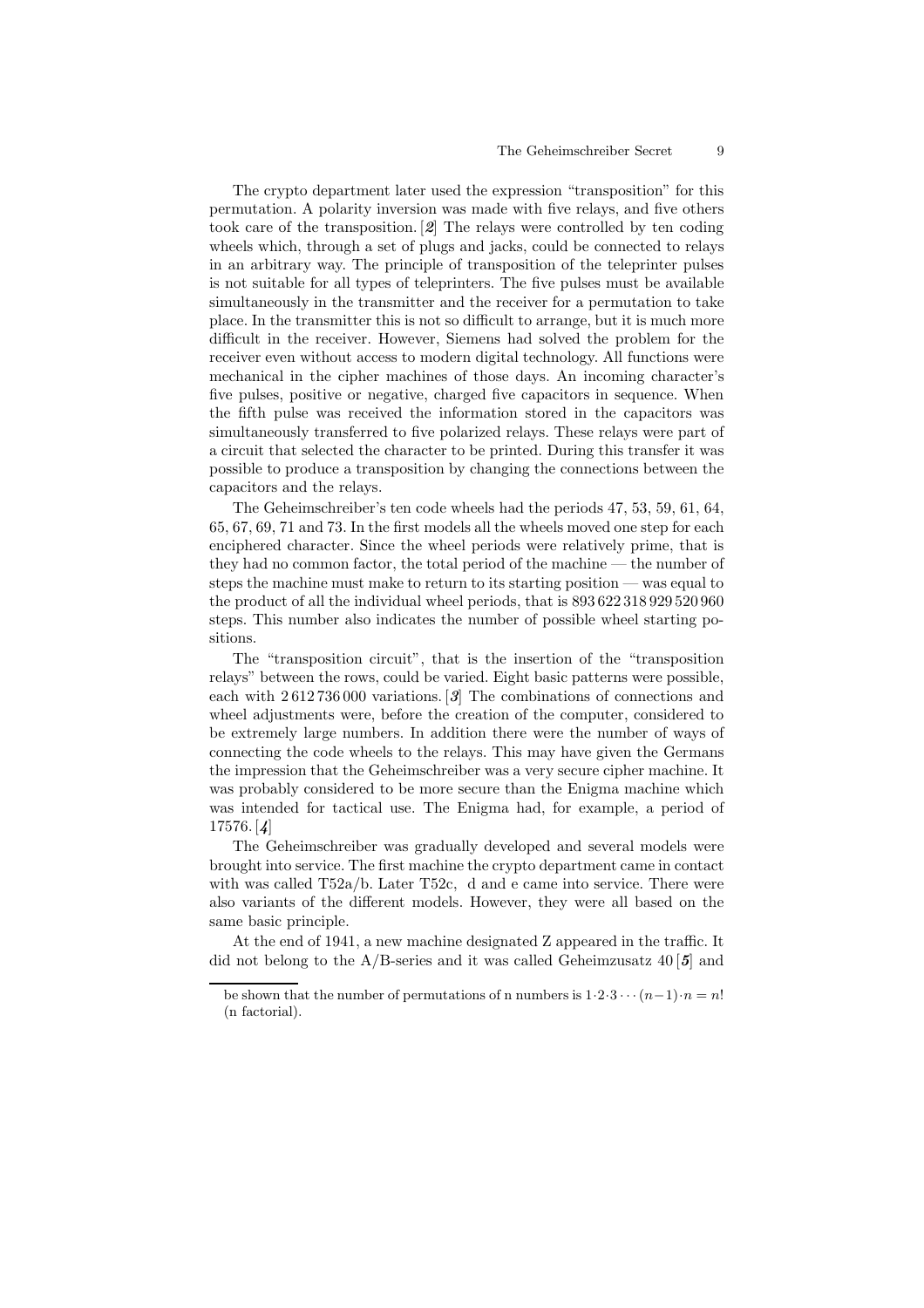The crypto department later used the expression "transposition" for this permutation. A polarity inversion was made with five relays, and five others took care of the transposition. [*2*] The relays were controlled by ten coding wheels which, through a set of plugs and jacks, could be connected to relays in an arbitrary way. The principle of transposition of the teleprinter pulses is not suitable for all types of teleprinters. The five pulses must be available simultaneously in the transmitter and the receiver for a permutation to take place. In the transmitter this is not so difficult to arrange, but it is much more difficult in the receiver. However, Siemens had solved the problem for the receiver even without access to modern digital technology. All functions were mechanical in the cipher machines of those days. An incoming character's five pulses, positive or negative, charged five capacitors in sequence. When the fifth pulse was received the information stored in the capacitors was simultaneously transferred to five polarized relays. These relays were part of a circuit that selected the character to be printed. During this transfer it was possible to produce a transposition by changing the connections between the capacitors and the relays.

The Geheimschreiber's ten code wheels had the periods 47, 53, 59, 61, 64, 65, 67, 69, 71 and 73. In the first models all the wheels moved one step for each enciphered character. Since the wheel periods were relatively prime, that is they had no common factor, the total period of the machine — the number of steps the machine must make to return to its starting position — was equal to the product of all the individual wheel periods, that is 893 622 318 929 520 960 steps. This number also indicates the number of possible wheel starting positions.

The "transposition circuit", that is the insertion of the "transposition relays" between the rows, could be varied. Eight basic patterns were possible, each with 2 612 736 000 variations. [*3*] The combinations of connections and wheel adjustments were, before the creation of the computer, considered to be extremely large numbers. In addition there were the number of ways of connecting the code wheels to the relays. This may have given the Germans the impression that the Geheimschreiber was a very secure cipher machine. It was probably considered to be more secure than the Enigma machine which was intended for tactical use. The Enigma had, for example, a period of 17576. [*4*]

The Geheimschreiber was gradually developed and several models were brought into service. The first machine the crypto department came in contact with was called T52a/b. Later T52c, d and e came into service. There were also variants of the different models. However, they were all based on the same basic principle.

At the end of 1941, a new machine designated Z appeared in the traffic. It did not belong to the A/B-series and it was called Geheimzusatz 40 [*5*] and

---

be shown that the number of permutations of n numbers is $1\cdot 2\cdot 3\cdots(n-1)\cdot n = n!$ (n factorial).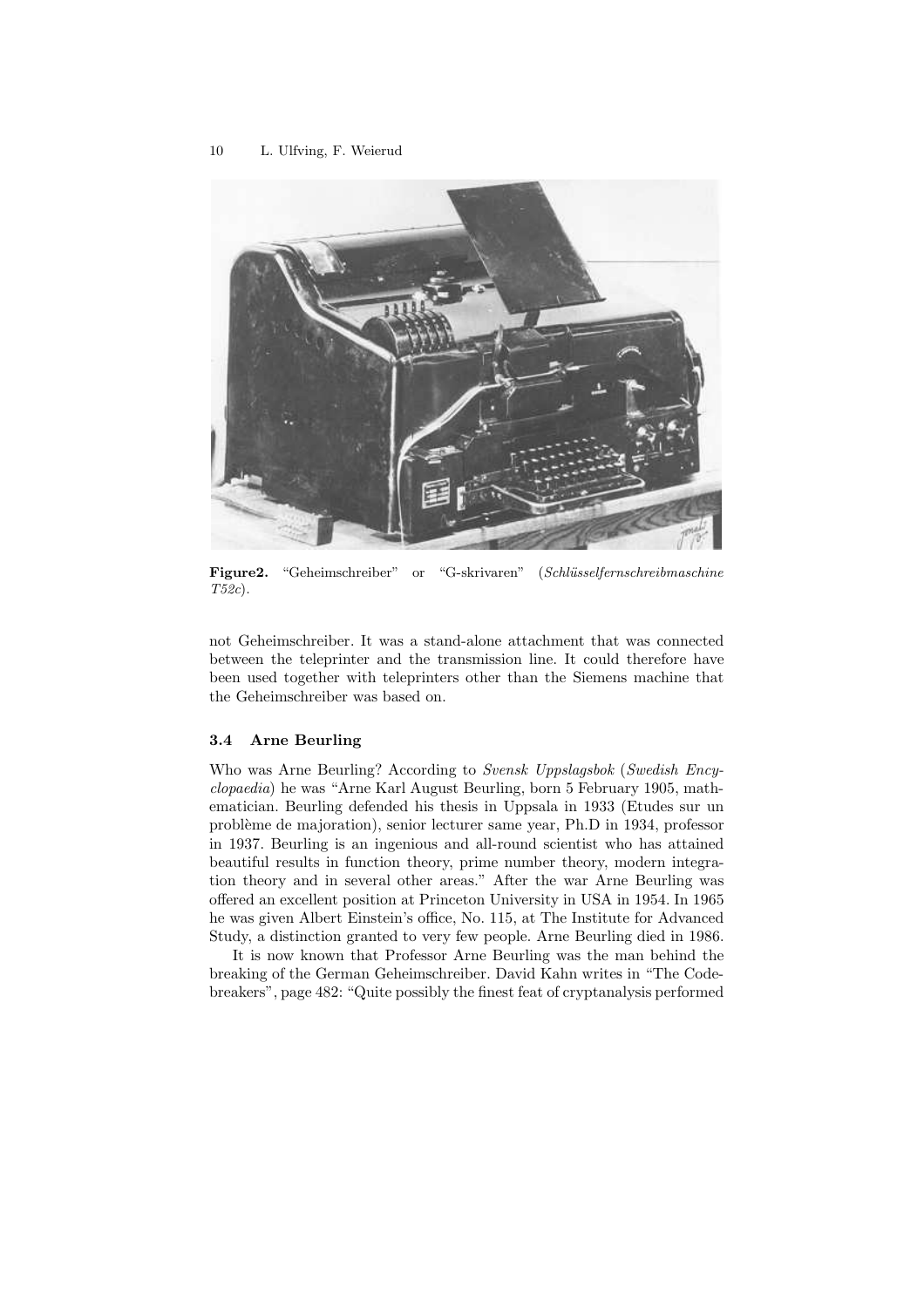**Figure2.** "Geheimschreiber" or "G-skrivaren" (*Schlüsselfernschreibmaschine T52c*).

not Geheimschreiber. It was a stand-alone attachment that was connected between the teleprinter and the transmission line. It could therefore have been used together with teleprinters other than the Siemens machine that the Geheimschreiber was based on.

### 3.4 Arne Beurling

Who was Arne Beurling? According to *Svensk Uppslagsbok* (*Swedish Encyclopaedia*) he was "Arne Karl August Beurling, born 5 February 1905, mathematician. Beurling defended his thesis in Uppsala in 1933 (Etudes sur un problème de majoration), senior lecturer same year, Ph.D in 1934, professor in 1937. Beurling is an ingenious and all-round scientist who has attained beautiful results in function theory, prime number theory, modern integration theory and in several other areas." After the war Arne Beurling was offered an excellent position at Princeton University in USA in 1954. In 1965 he was given Albert Einstein's office, No. 115, at The Institute for Advanced Study, a distinction granted to very few people. Arne Beurling died in 1986.

It is now known that Professor Arne Beurling was the man behind the breaking of the German Geheimschreiber. David Kahn writes in "The Codebreakers", page 482: "Quite possibly the finest feat of cryptanalysis performed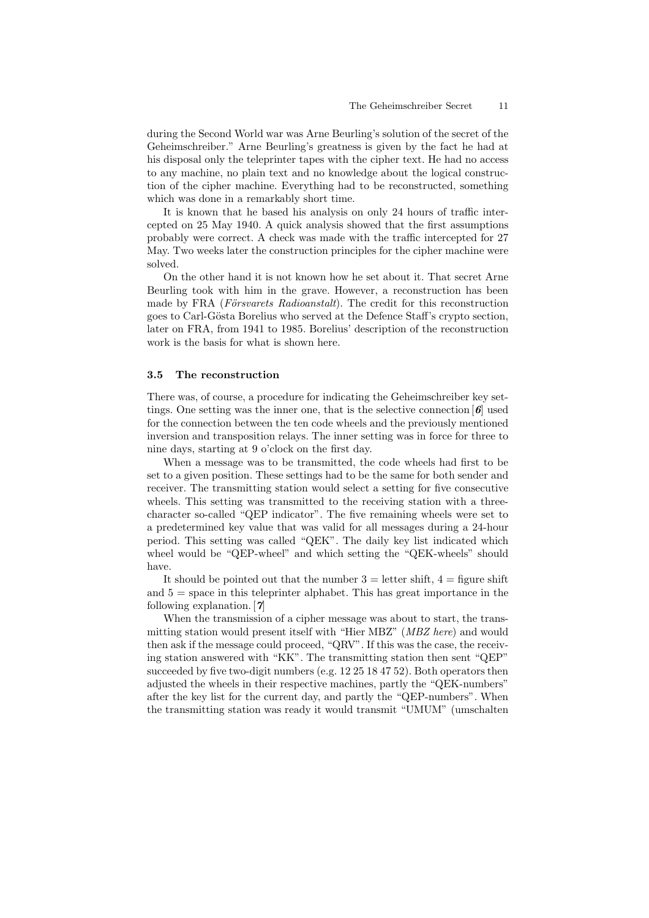during the Second World war was Arne Beurling's solution of the secret of the Geheimschreiber." Arne Beurling's greatness is given by the fact he had at his disposal only the teleprinter tapes with the cipher text. He had no access to any machine, no plain text and no knowledge about the logical construction of the cipher machine. Everything had to be reconstructed, something which was done in a remarkably short time.

It is known that he based his analysis on only 24 hours of traffic intercepted on 25 May 1940. A quick analysis showed that the first assumptions probably were correct. A check was made with the traffic intercepted for 27 May. Two weeks later the construction principles for the cipher machine were solved.

On the other hand it is not known how he set about it. That secret Arne Beurling took with him in the grave. However, a reconstruction has been made by FRA (*Försvarets Radioanstalt*). The credit for this reconstruction goes to Carl-Gösta Borelius who served at the Defence Staff's crypto section, later on FRA, from 1941 to 1985. Borelius' description of the reconstruction work is the basis for what is shown here.

### 3.5 The reconstruction

There was, of course, a procedure for indicating the Geheimschreiber key settings. One setting was the inner one, that is the selective connection [***6***] used for the connection between the ten code wheels and the previously mentioned inversion and transposition relays. The inner setting was in force for three to nine days, starting at 9 o'clock on the first day.

When a message was to be transmitted, the code wheels had first to be set to a given position. These settings had to be the same for both sender and receiver. The transmitting station would select a setting for five consecutive wheels. This setting was transmitted to the receiving station with a three-character so-called "QEP indicator". The five remaining wheels were set to a predetermined key value that was valid for all messages during a 24-hour period. This setting was called "QEK". The daily key list indicated which wheel would be "QEP-wheel" and which setting the "QEK-wheels" should have.

It should be pointed out that the number 3 = letter shift, 4 = figure shift and 5 = space in this teleprinter alphabet. This has great importance in the following explanation. [***7***]

When the transmission of a cipher message was about to start, the transmitting station would present itself with "Hier MBZ" (*MBZ here*) and would then ask if the message could proceed, "QRV". If this was the case, the receiving station answered with "KK". The transmitting station then sent "QEP" succeeded by five two-digit numbers (e.g. 12 25 18 47 52). Both operators then adjusted the wheels in their respective machines, partly the "QEK-numbers" after the key list for the current day, and partly the "QEP-numbers". When the transmitting station was ready it would transmit "UMUM" (umschalten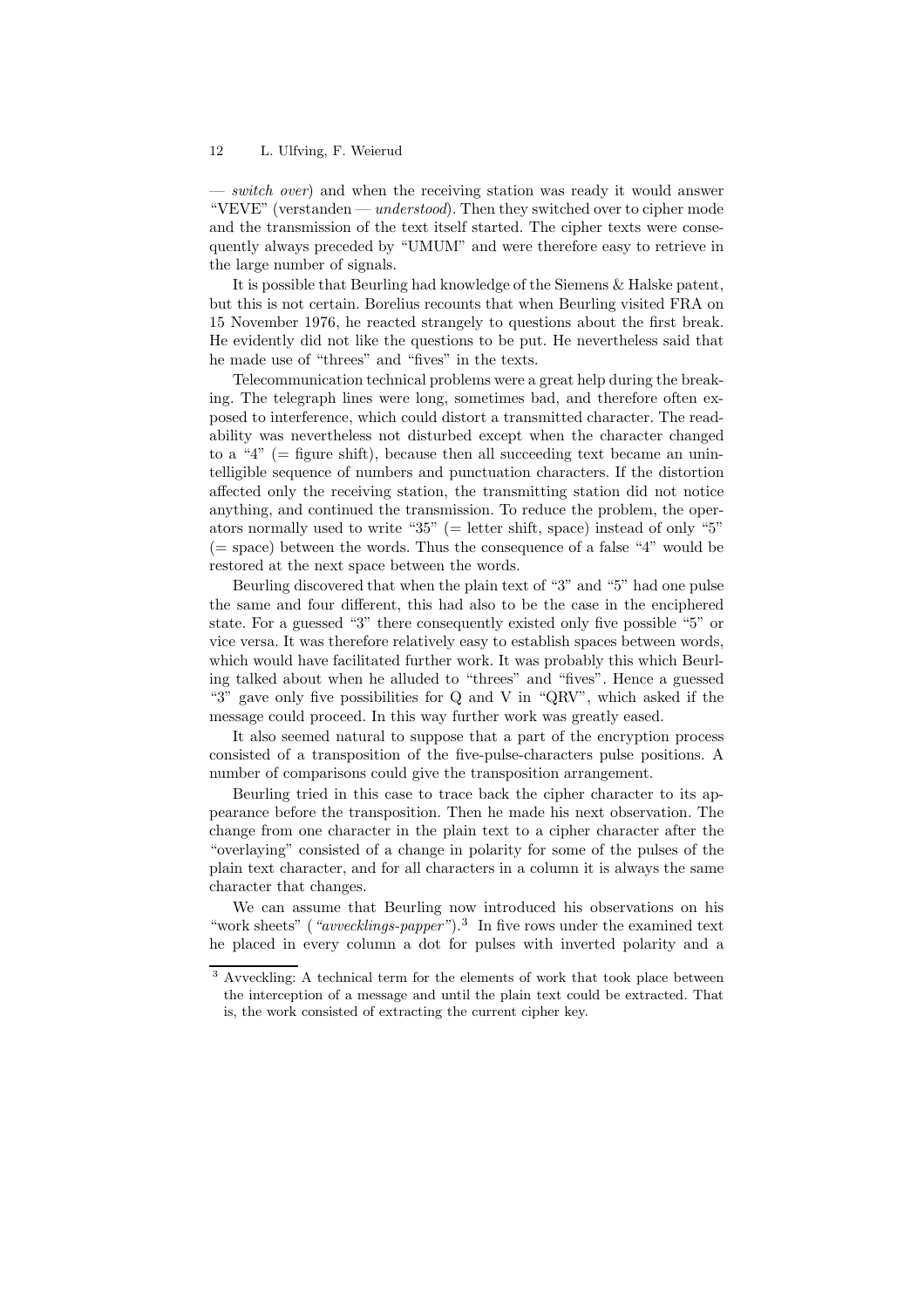— *switch over*) and when the receiving station was ready it would answer "VEVE" (verstanden — *understood*). Then they switched over to cipher mode and the transmission of the text itself started. The cipher texts were consequently always preceded by "UMUM" and were therefore easy to retrieve in the large number of signals.

It is possible that Beurling had knowledge of the Siemens & Halske patent, but this is not certain. Borelius recounts that when Beurling visited FRA on 15 November 1976, he reacted strangely to questions about the first break. He evidently did not like the questions to be put. He nevertheless said that he made use of "threes" and "fives" in the texts.

Telecommunication technical problems were a great help during the breaking. The telegraph lines were long, sometimes bad, and therefore often exposed to interference, which could distort a transmitted character. The readability was nevertheless not disturbed except when the character changed to a "4" (= figure shift), because then all succeeding text became an unintelligible sequence of numbers and punctuation characters. If the distortion affected only the receiving station, the transmitting station did not notice anything, and continued the transmission. To reduce the problem, the operators normally used to write "35" (= letter shift, space) instead of only "5" (= space) between the words. Thus the consequence of a false "4" would be restored at the next space between the words.

Beurling discovered that when the plain text of "3" and "5" had one pulse the same and four different, this had also to be the case in the enciphered state. For a guessed "3" there consequently existed only five possible "5" or vice versa. It was therefore relatively easy to establish spaces between words, which would have facilitated further work. It was probably this which Beurling talked about when he alluded to "threes" and "fives". Hence a guessed "3" gave only five possibilities for Q and V in "QRV", which asked if the message could proceed. In this way further work was greatly eased.

It also seemed natural to suppose that a part of the encryption process consisted of a transposition of the five-pulse-characters pulse positions. A number of comparisons could give the transposition arrangement.

Beurling tried in this case to trace back the cipher character to its appearance before the transposition. Then he made his next observation. The change from one character in the plain text to a cipher character after the "overlaying" consisted of a change in polarity for some of the pulses of the plain text character, and for all characters in a column it is always the same character that changes.

We can assume that Beurling now introduced his observations on his "work sheets" (*"avvecklings-papper"*).[3] In five rows under the examined text he placed in every column a dot for pulses with inverted polarity and a

[3] Avveckling: A technical term for the elements of work that took place between the interception of a message and until the plain text could be extracted. That is, the work consisted of extracting the current cipher key.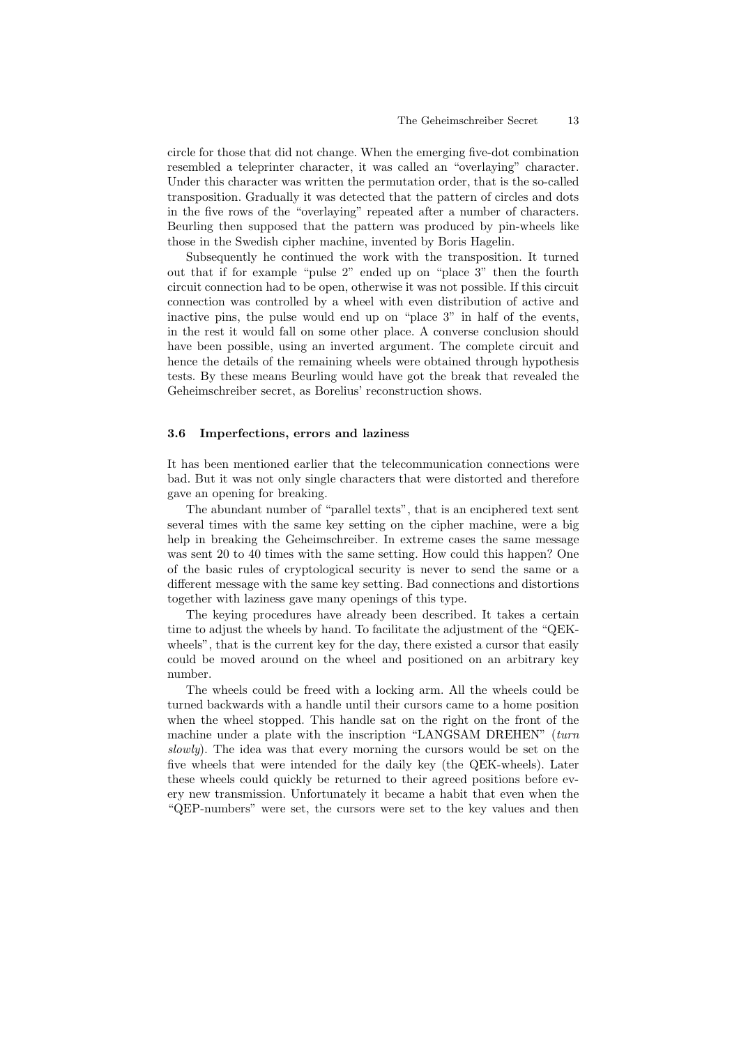circle for those that did not change. When the emerging five-dot combination resembled a teleprinter character, it was called an “overlaying” character. Under this character was written the permutation order, that is the so-called transposition. Gradually it was detected that the pattern of circles and dots in the five rows of the “overlaying” repeated after a number of characters. Beurling then supposed that the pattern was produced by pin-wheels like those in the Swedish cipher machine, invented by Boris Hagelin.

Subsequently he continued the work with the transposition. It turned out that if for example “pulse 2” ended up on “place 3” then the fourth circuit connection had to be open, otherwise it was not possible. If this circuit connection was controlled by a wheel with even distribution of active and inactive pins, the pulse would end up on “place 3” in half of the events, in the rest it would fall on some other place. A converse conclusion should have been possible, using an inverted argument. The complete circuit and hence the details of the remaining wheels were obtained through hypothesis tests. By these means Beurling would have got the break that revealed the Geheimschreiber secret, as Borelius’ reconstruction shows.

### 3.6 Imperfections, errors and laziness

It has been mentioned earlier that the telecommunication connections were bad. But it was not only single characters that were distorted and therefore gave an opening for breaking.

The abundant number of “parallel texts”, that is an enciphered text sent several times with the same key setting on the cipher machine, were a big help in breaking the Geheimschreiber. In extreme cases the same message was sent 20 to 40 times with the same setting. How could this happen? One of the basic rules of cryptological security is never to send the same or a different message with the same key setting. Bad connections and distortions together with laziness gave many openings of this type.

The keying procedures have already been described. It takes a certain time to adjust the wheels by hand. To facilitate the adjustment of the “QEK-wheels”, that is the current key for the day, there existed a cursor that easily could be moved around on the wheel and positioned on an arbitrary key number.

The wheels could be freed with a locking arm. All the wheels could be turned backwards with a handle until their cursors came to a home position when the wheel stopped. This handle sat on the right on the front of the machine under a plate with the inscription “LANGSAM DREHEN” (*turn slowly*). The idea was that every morning the cursors would be set on the five wheels that were intended for the daily key (the QEK-wheels). Later these wheels could quickly be returned to their agreed positions before every new transmission. Unfortunately it became a habit that even when the “QEP-numbers” were set, the cursors were set to the key values and then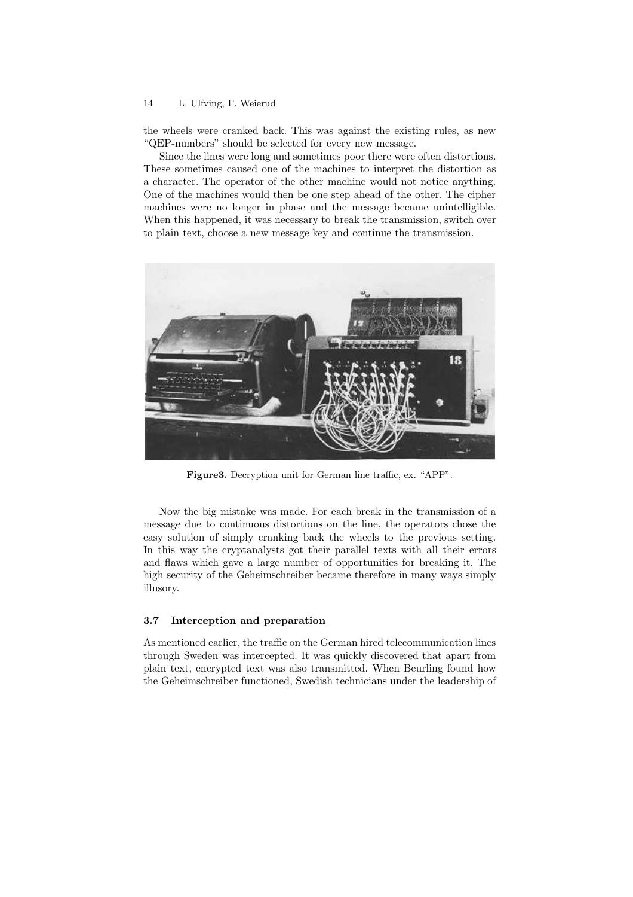the wheels were cranked back. This was against the existing rules, as new "QEP-numbers" should be selected for every new message.

Since the lines were long and sometimes poor there were often distortions. These sometimes caused one of the machines to interpret the distortion as a character. The operator of the other machine would not notice anything. One of the machines would then be one step ahead of the other. The cipher machines were no longer in phase and the message became unintelligible. When this happened, it was necessary to break the transmission, switch over to plain text, choose a new message key and continue the transmission.

**Figure3.** Decryption unit for German line traffic, ex. "APP".

Now the big mistake was made. For each break in the transmission of a message due to continuous distortions on the line, the operators chose the easy solution of simply cranking back the wheels to the previous setting. In this way the cryptanalysts got their parallel texts with all their errors and flaws which gave a large number of opportunities for breaking it. The high security of the Geheimschreiber became therefore in many ways simply illusory.

### 3.7 Interception and preparation

As mentioned earlier, the traffic on the German hired telecommunication lines through Sweden was intercepted. It was quickly discovered that apart from plain text, encrypted text was also transmitted. When Beurling found how the Geheimschreiber functioned, Swedish technicians under the leadership of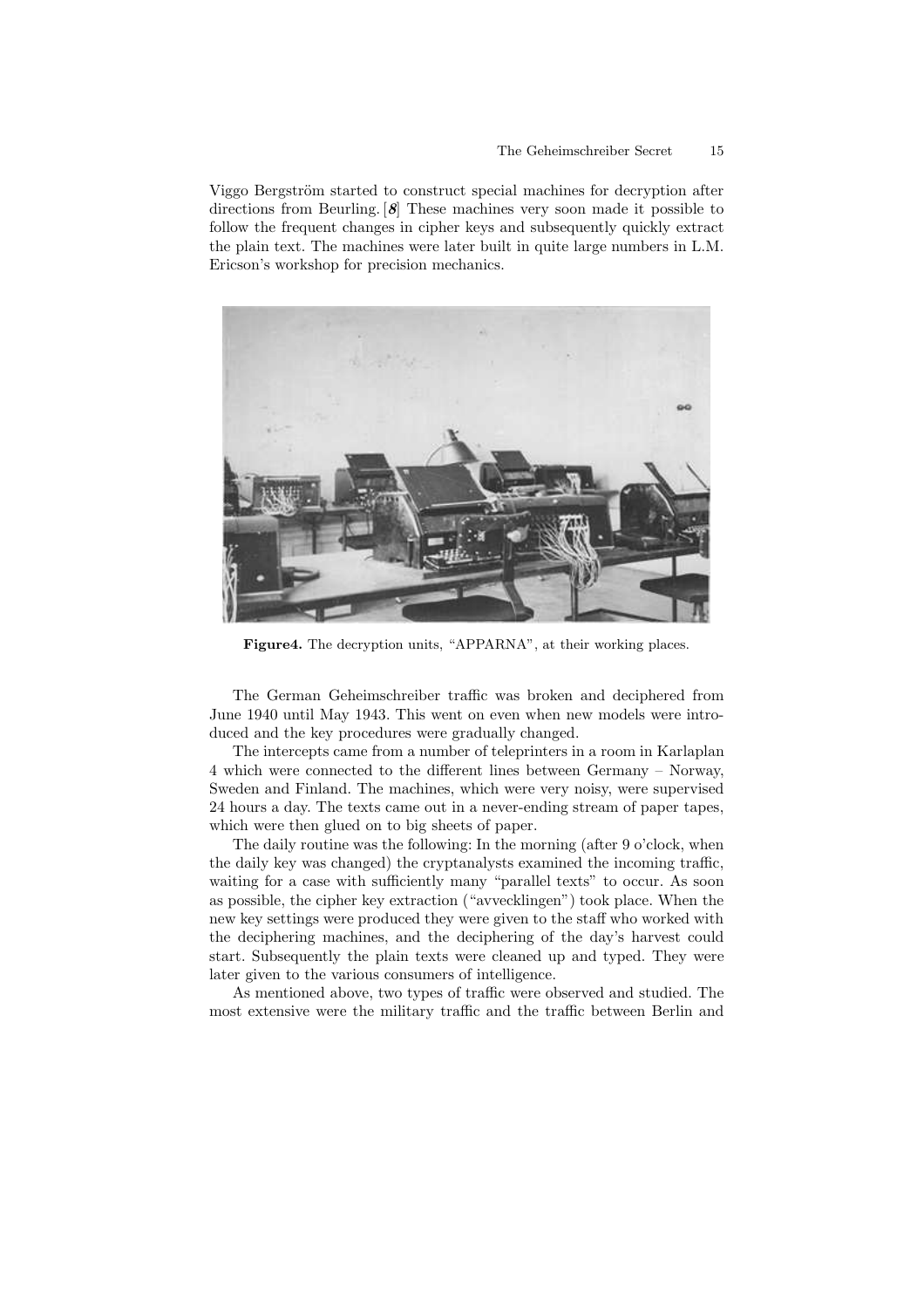Viggo Bergström started to construct special machines for decryption after directions from Beurling. [*8*] These machines very soon made it possible to follow the frequent changes in cipher keys and subsequently quickly extract the plain text. The machines were later built in quite large numbers in L.M. Ericson's workshop for precision mechanics.

**Figure4.** The decryption units, "APPARNA", at their working places.

The German Geheimschreiber traffic was broken and deciphered from June 1940 until May 1943. This went on even when new models were introduced and the key procedures were gradually changed.

The intercepts came from a number of teleprinters in a room in Karlaplan 4 which were connected to the different lines between Germany – Norway, Sweden and Finland. The machines, which were very noisy, were supervised 24 hours a day. The texts came out in a never-ending stream of paper tapes, which were then glued on to big sheets of paper.

The daily routine was the following: In the morning (after 9 o'clock, when the daily key was changed) the cryptanalysts examined the incoming traffic, waiting for a case with sufficiently many "parallel texts" to occur. As soon as possible, the cipher key extraction ("avvecklingen") took place. When the new key settings were produced they were given to the staff who worked with the deciphering machines, and the deciphering of the day's harvest could start. Subsequently the plain texts were cleaned up and typed. They were later given to the various consumers of intelligence.

As mentioned above, two types of traffic were observed and studied. The most extensive were the military traffic and the traffic between Berlin and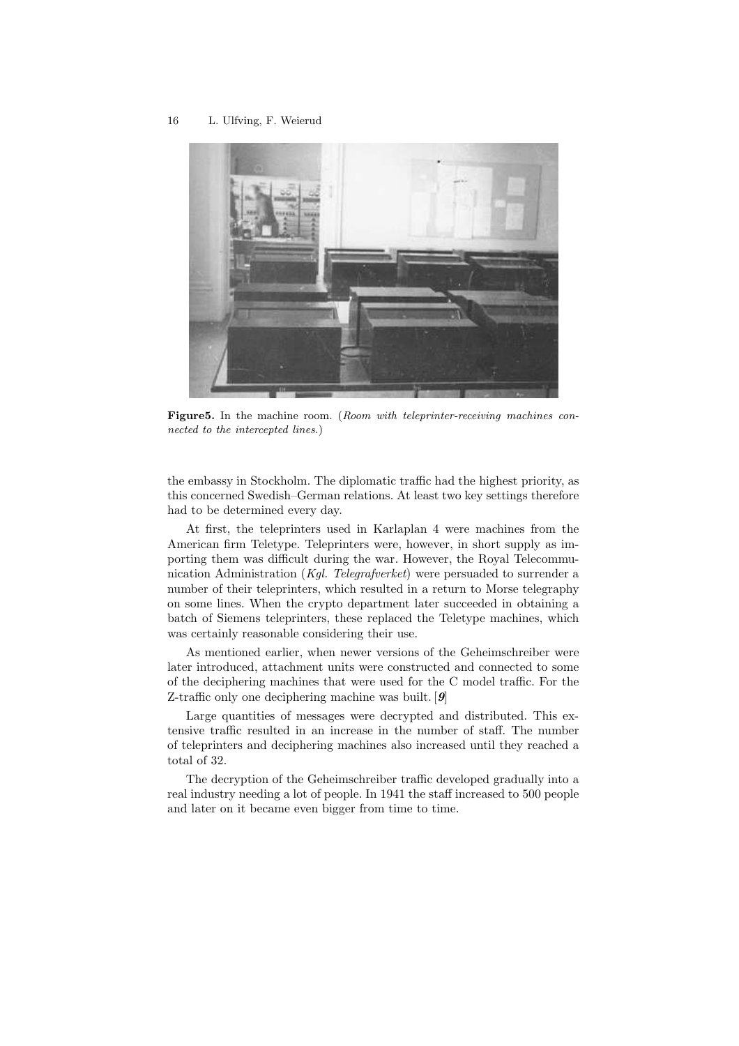**Figure5.** In the machine room. (*Room with teleprinter-receiving machines connected to the intercepted lines.*)

the embassy in Stockholm. The diplomatic traffic had the highest priority, as this concerned Swedish–German relations. At least two key settings therefore had to be determined every day.

At first, the teleprinters used in Karlaplan 4 were machines from the American firm Teletype. Teleprinters were, however, in short supply as importing them was difficult during the war. However, the Royal Telecommunication Administration (*Kgl. Telegrafverket*) were persuaded to surrender a number of their teleprinters, which resulted in a return to Morse telegraphy on some lines. When the crypto department later succeeded in obtaining a batch of Siemens teleprinters, these replaced the Teletype machines, which was certainly reasonable considering their use.

As mentioned earlier, when newer versions of the Geheimschreiber were later introduced, attachment units were constructed and connected to some of the deciphering machines that were used for the C model traffic. For the Z-traffic only one deciphering machine was built. [***9***]

Large quantities of messages were decrypted and distributed. This extensive traffic resulted in an increase in the number of staff. The number of teleprinters and deciphering machines also increased until they reached a total of 32.

The decryption of the Geheimschreiber traffic developed gradually into a real industry needing a lot of people. In 1941 the staff increased to 500 people and later on it became even bigger from time to time.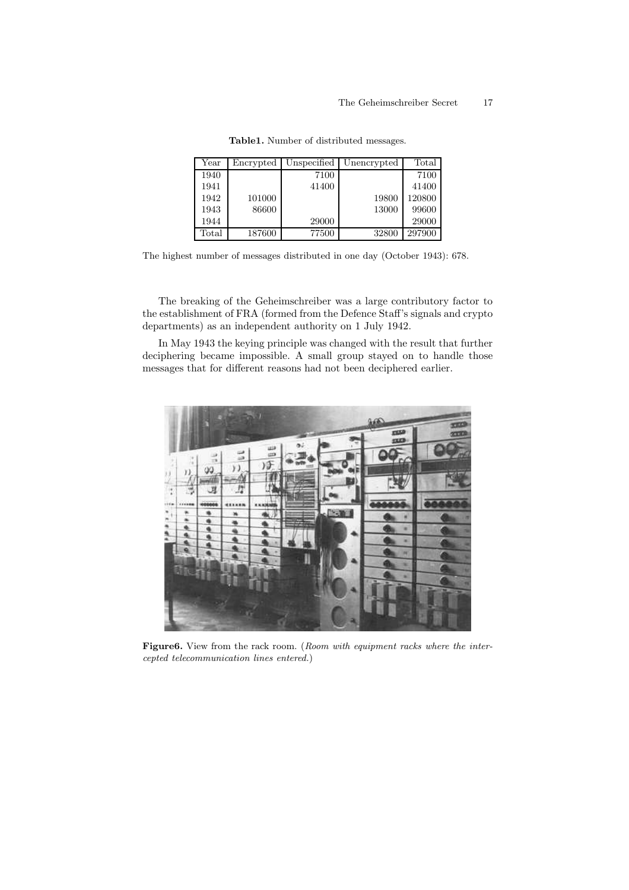**Table1.** Number of distributed messages.

| Year | Encrypted | Unspecified | Unencrypted | Total |
|---|---|---|---|---|
| 1940 | | 7100 | | 7100 |
| 1941 | | 41400 | | 41400 |
| 1942 | 101000 | | 19800 | 120800 |
| 1943 | 86600 | | 13000 | 99600 |
| 1944 | | 29000 | | 29000 |
| Total | 187600 | 77500 | 32800 | 297900 |

The highest number of messages distributed in one day (October 1943): 678.

The breaking of the Geheimschreiber was a large contributory factor to the establishment of FRA (formed from the Defence Staff's signals and crypto departments) as an independent authority on 1 July 1942.

In May 1943 the keying principle was changed with the result that further deciphering became impossible. A small group stayed on to handle those messages that for different reasons had not been deciphered earlier.

**Figure6.** View from the rack room. (*Room with equipment racks where the intercepted telecommunication lines entered.*)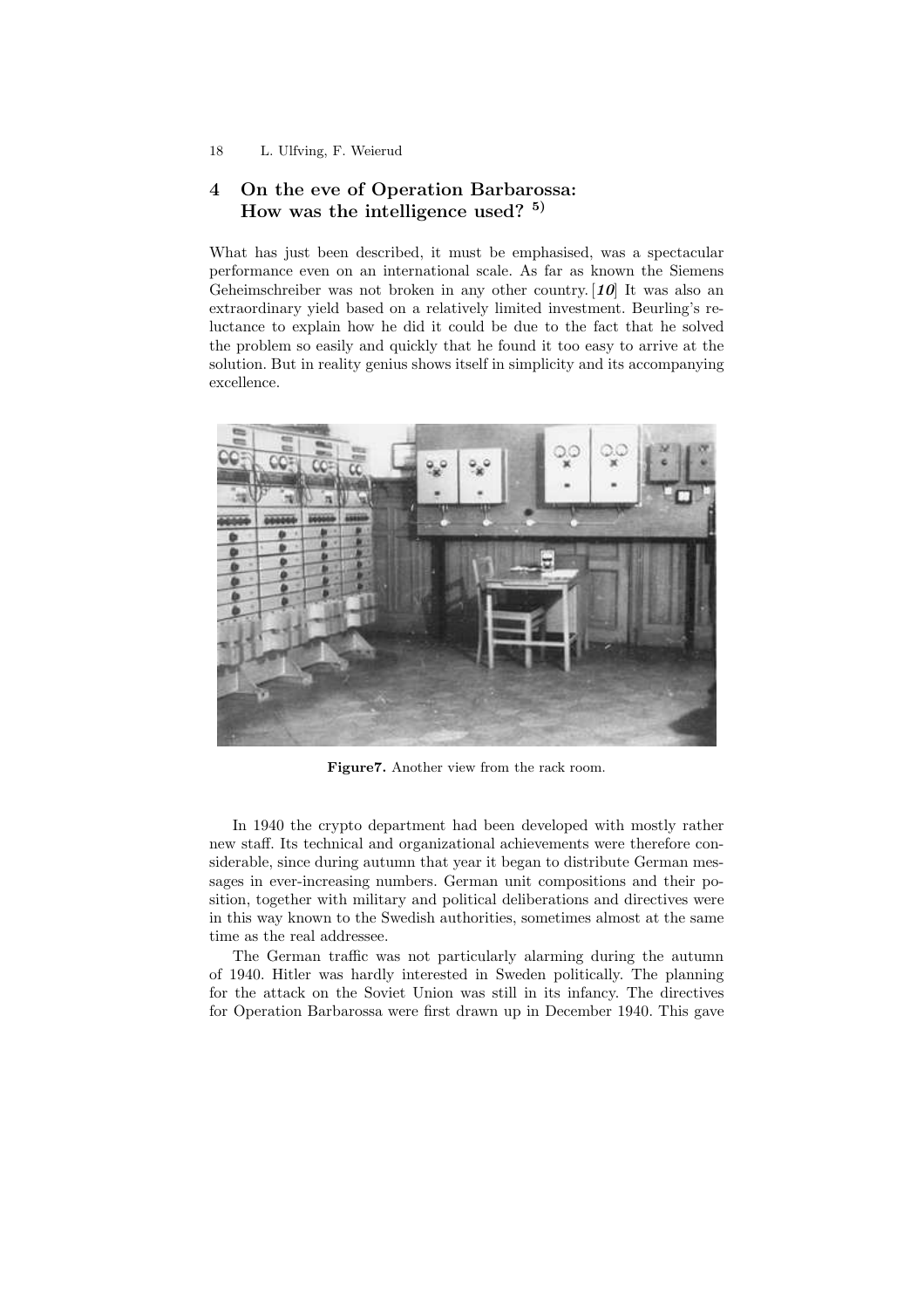## 4 On the eve of Operation Barbarossa: How was the intelligence used? [5)]

What has just been described, it must be emphasised, was a spectacular performance even on an international scale. As far as known the Siemens Geheimschreiber was not broken in any other country. [***10***] It was also an extraordinary yield based on a relatively limited investment. Beurling's reluctance to explain how he did it could be due to the fact that he solved the problem so easily and quickly that he found it too easy to arrive at the solution. But in reality genius shows itself in simplicity and its accompanying excellence.

**Figure7.** Another view from the rack room.

In 1940 the crypto department had been developed with mostly rather new staff. Its technical and organizational achievements were therefore considerable, since during autumn that year it began to distribute German messages in ever-increasing numbers. German unit compositions and their position, together with military and political deliberations and directives were in this way known to the Swedish authorities, sometimes almost at the same time as the real addressee.

The German traffic was not particularly alarming during the autumn of 1940. Hitler was hardly interested in Sweden politically. The planning for the attack on the Soviet Union was still in its infancy. The directives for Operation Barbarossa were first drawn up in December 1940. This gave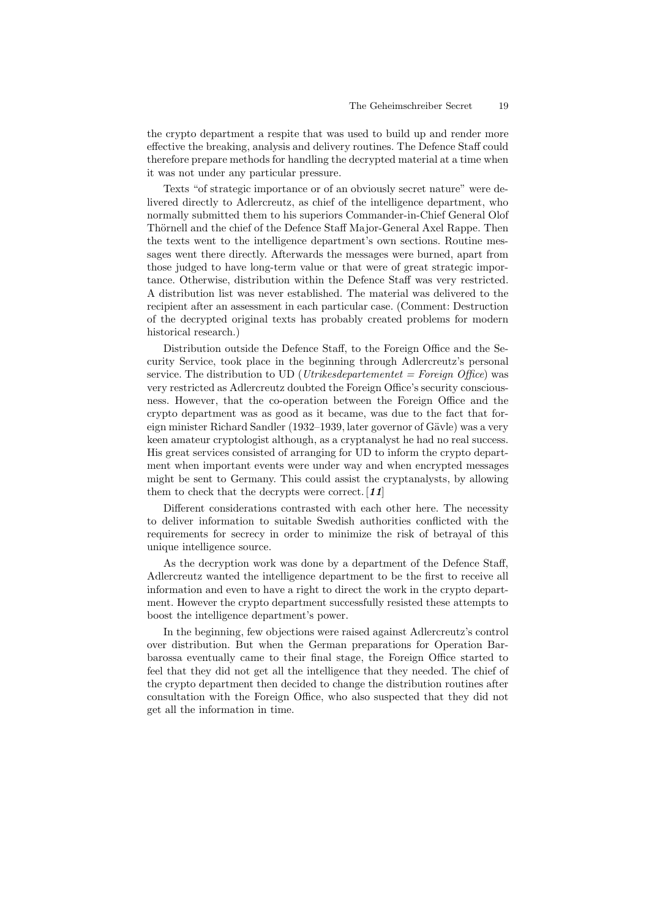the crypto department a respite that was used to build up and render more effective the breaking, analysis and delivery routines. The Defence Staff could therefore prepare methods for handling the decrypted material at a time when it was not under any particular pressure.

Texts "of strategic importance or of an obviously secret nature" were delivered directly to Adlercreutz, as chief of the intelligence department, who normally submitted them to his superiors Commander-in-Chief General Olof Thörnell and the chief of the Defence Staff Major-General Axel Rappe. Then the texts went to the intelligence department's own sections. Routine messages went there directly. Afterwards the messages were burned, apart from those judged to have long-term value or that were of great strategic importance. Otherwise, distribution within the Defence Staff was very restricted. A distribution list was never established. The material was delivered to the recipient after an assessment in each particular case. (Comment: Destruction of the decrypted original texts has probably created problems for modern historical research.)

Distribution outside the Defence Staff, to the Foreign Office and the Security Service, took place in the beginning through Adlercreutz's personal service. The distribution to UD (*Utrikesdepartementet = Foreign Office*) was very restricted as Adlercreutz doubted the Foreign Office's security consciousness. However, that the co-operation between the Foreign Office and the crypto department was as good as it became, was due to the fact that foreign minister Richard Sandler (1932–1939, later governor of Gävle) was a very keen amateur cryptologist although, as a cryptanalyst he had no real success. His great services consisted of arranging for UD to inform the crypto department when important events were under way and when encrypted messages might be sent to Germany. This could assist the cryptanalysts, by allowing them to check that the decrypts were correct. [***11***]

Different considerations contrasted with each other here. The necessity to deliver information to suitable Swedish authorities conflicted with the requirements for secrecy in order to minimize the risk of betrayal of this unique intelligence source.

As the decryption work was done by a department of the Defence Staff, Adlercreutz wanted the intelligence department to be the first to receive all information and even to have a right to direct the work in the crypto department. However the crypto department successfully resisted these attempts to boost the intelligence department's power.

In the beginning, few objections were raised against Adlercreutz's control over distribution. But when the German preparations for Operation Barbarossa eventually came to their final stage, the Foreign Office started to feel that they did not get all the intelligence that they needed. The chief of the crypto department then decided to change the distribution routines after consultation with the Foreign Office, who also suspected that they did not get all the information in time.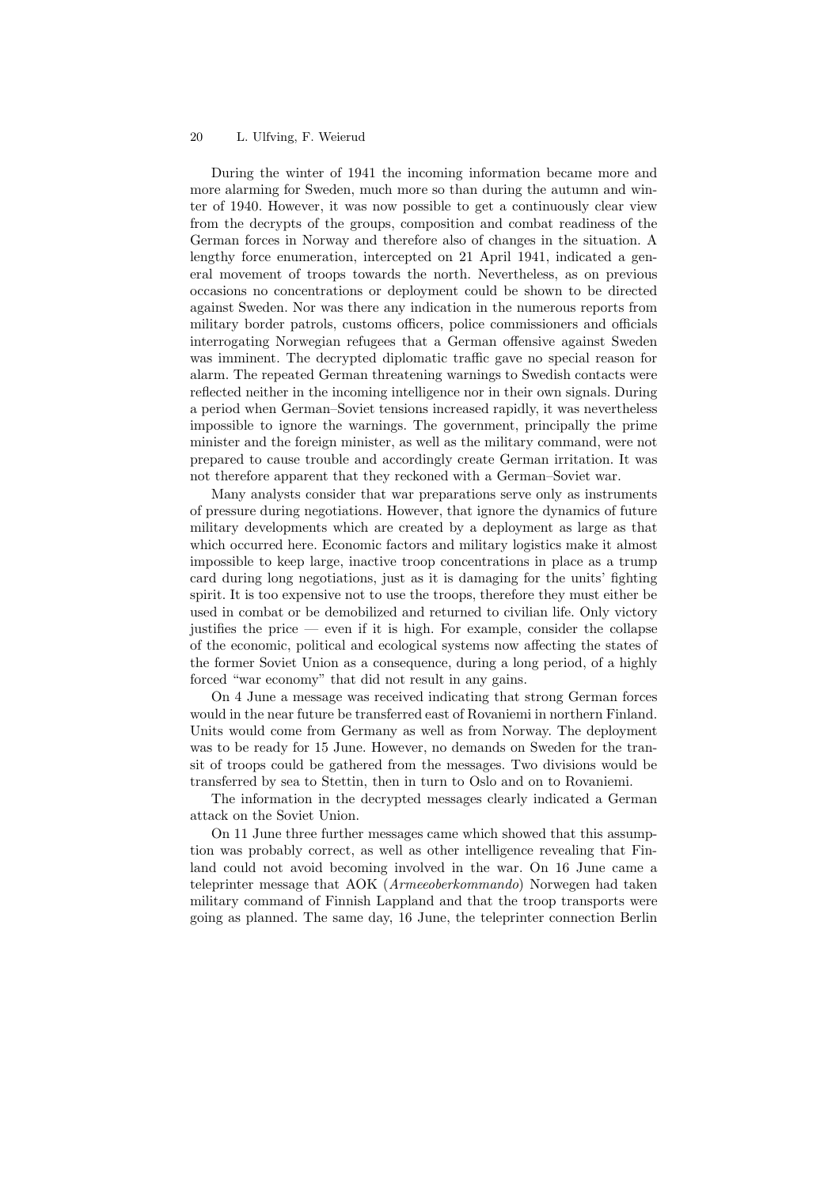During the winter of 1941 the incoming information became more and more alarming for Sweden, much more so than during the autumn and winter of 1940. However, it was now possible to get a continuously clear view from the decrypts of the groups, composition and combat readiness of the German forces in Norway and therefore also of changes in the situation. A lengthy force enumeration, intercepted on 21 April 1941, indicated a general movement of troops towards the north. Nevertheless, as on previous occasions no concentrations or deployment could be shown to be directed against Sweden. Nor was there any indication in the numerous reports from military border patrols, customs officers, police commissioners and officials interrogating Norwegian refugees that a German offensive against Sweden was imminent. The decrypted diplomatic traffic gave no special reason for alarm. The repeated German threatening warnings to Swedish contacts were reflected neither in the incoming intelligence nor in their own signals. During a period when German–Soviet tensions increased rapidly, it was nevertheless impossible to ignore the warnings. The government, principally the prime minister and the foreign minister, as well as the military command, were not prepared to cause trouble and accordingly create German irritation. It was not therefore apparent that they reckoned with a German–Soviet war.

Many analysts consider that war preparations serve only as instruments of pressure during negotiations. However, that ignore the dynamics of future military developments which are created by a deployment as large as that which occurred here. Economic factors and military logistics make it almost impossible to keep large, inactive troop concentrations in place as a trump card during long negotiations, just as it is damaging for the units' fighting spirit. It is too expensive not to use the troops, therefore they must either be used in combat or be demobilized and returned to civilian life. Only victory justifies the price — even if it is high. For example, consider the collapse of the economic, political and ecological systems now affecting the states of the former Soviet Union as a consequence, during a long period, of a highly forced "war economy" that did not result in any gains.

On 4 June a message was received indicating that strong German forces would in the near future be transferred east of Rovaniemi in northern Finland. Units would come from Germany as well as from Norway. The deployment was to be ready for 15 June. However, no demands on Sweden for the transit of troops could be gathered from the messages. Two divisions would be transferred by sea to Stettin, then in turn to Oslo and on to Rovaniemi.

The information in the decrypted messages clearly indicated a German attack on the Soviet Union.

On 11 June three further messages came which showed that this assumption was probably correct, as well as other intelligence revealing that Finland could not avoid becoming involved in the war. On 16 June came a teleprinter message that AOK (*Armeeoberkommando*) Norwegen had taken military command of Finnish Lappland and that the troop transports were going as planned. The same day, 16 June, the teleprinter connection Berlin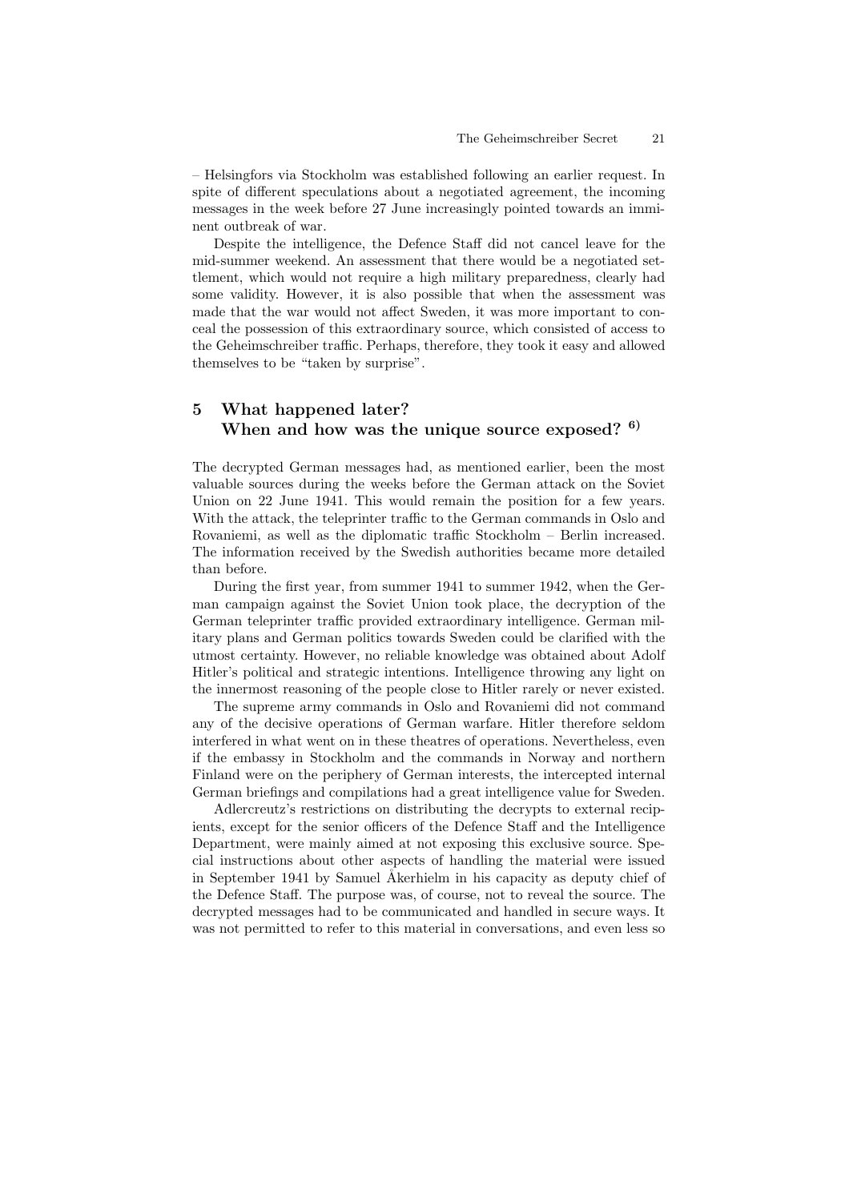– Helsingfors via Stockholm was established following an earlier request. In spite of different speculations about a negotiated agreement, the incoming messages in the week before 27 June increasingly pointed towards an imminent outbreak of war.

Despite the intelligence, the Defence Staff did not cancel leave for the mid-summer weekend. An assessment that there would be a negotiated settlement, which would not require a high military preparedness, clearly had some validity. However, it is also possible that when the assessment was made that the war would not affect Sweden, it was more important to conceal the possession of this extraordinary source, which consisted of access to the Geheimschreiber traffic. Perhaps, therefore, they took it easy and allowed themselves to be "taken by surprise".

## 5 What happened later? When and how was the unique source exposed? [6)]

The decrypted German messages had, as mentioned earlier, been the most valuable sources during the weeks before the German attack on the Soviet Union on 22 June 1941. This would remain the position for a few years. With the attack, the teleprinter traffic to the German commands in Oslo and Rovaniemi, as well as the diplomatic traffic Stockholm – Berlin increased. The information received by the Swedish authorities became more detailed than before.

During the first year, from summer 1941 to summer 1942, when the German campaign against the Soviet Union took place, the decryption of the German teleprinter traffic provided extraordinary intelligence. German military plans and German politics towards Sweden could be clarified with the utmost certainty. However, no reliable knowledge was obtained about Adolf Hitler's political and strategic intentions. Intelligence throwing any light on the innermost reasoning of the people close to Hitler rarely or never existed.

The supreme army commands in Oslo and Rovaniemi did not command any of the decisive operations of German warfare. Hitler therefore seldom interfered in what went on in these theatres of operations. Nevertheless, even if the embassy in Stockholm and the commands in Norway and northern Finland were on the periphery of German interests, the intercepted internal German briefings and compilations had a great intelligence value for Sweden.

Adlercreutz's restrictions on distributing the decrypts to external recipients, except for the senior officers of the Defence Staff and the Intelligence Department, were mainly aimed at not exposing this exclusive source. Special instructions about other aspects of handling the material were issued in September 1941 by Samuel Åkerhielm in his capacity as deputy chief of the Defence Staff. The purpose was, of course, not to reveal the source. The decrypted messages had to be communicated and handled in secure ways. It was not permitted to refer to this material in conversations, and even less so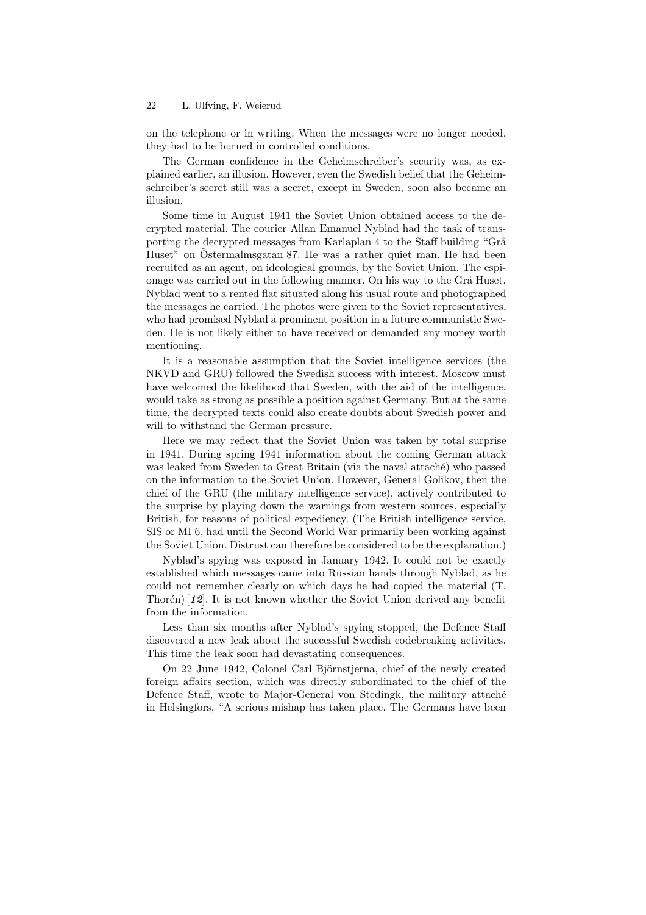on the telephone or in writing. When the messages were no longer needed, they had to be burned in controlled conditions.

The German confidence in the Geheimschreiber's security was, as explained earlier, an illusion. However, even the Swedish belief that the Geheimschreiber's secret still was a secret, except in Sweden, soon also became an illusion.

Some time in August 1941 the Soviet Union obtained access to the decrypted material. The courier Allan Emanuel Nyblad had the task of transporting the decrypted messages from Karlaplan 4 to the Staff building "Grå Huset" on Östermalmsgatan 87. He was a rather quiet man. He had been recruited as an agent, on ideological grounds, by the Soviet Union. The espionage was carried out in the following manner. On his way to the Grå Huset, Nyblad went to a rented flat situated along his usual route and photographed the messages he carried. The photos were given to the Soviet representatives, who had promised Nyblad a prominent position in a future communistic Sweden. He is not likely either to have received or demanded any money worth mentioning.

It is a reasonable assumption that the Soviet intelligence services (the NKVD and GRU) followed the Swedish success with interest. Moscow must have welcomed the likelihood that Sweden, with the aid of the intelligence, would take as strong as possible a position against Germany. But at the same time, the decrypted texts could also create doubts about Swedish power and will to withstand the German pressure.

Here we may reflect that the Soviet Union was taken by total surprise in 1941. During spring 1941 information about the coming German attack was leaked from Sweden to Great Britain (via the naval attaché) who passed on the information to the Soviet Union. However, General Golikov, then the chief of the GRU (the military intelligence service), actively contributed to the surprise by playing down the warnings from western sources, especially British, for reasons of political expediency. (The British intelligence service, SIS or MI 6, had until the Second World War primarily been working against the Soviet Union. Distrust can therefore be considered to be the explanation.)

Nyblad's spying was exposed in January 1942. It could not be exactly established which messages came into Russian hands through Nyblad, as he could not remember clearly on which days he had copied the material (T. Thorén) [***12***]. It is not known whether the Soviet Union derived any benefit from the information.

Less than six months after Nyblad's spying stopped, the Defence Staff discovered a new leak about the successful Swedish codebreaking activities. This time the leak soon had devastating consequences.

On 22 June 1942, Colonel Carl Björnstjerna, chief of the newly created foreign affairs section, which was directly subordinated to the chief of the Defence Staff, wrote to Major-General von Stedingk, the military attaché in Helsingfors, "A serious mishap has taken place. The Germans have been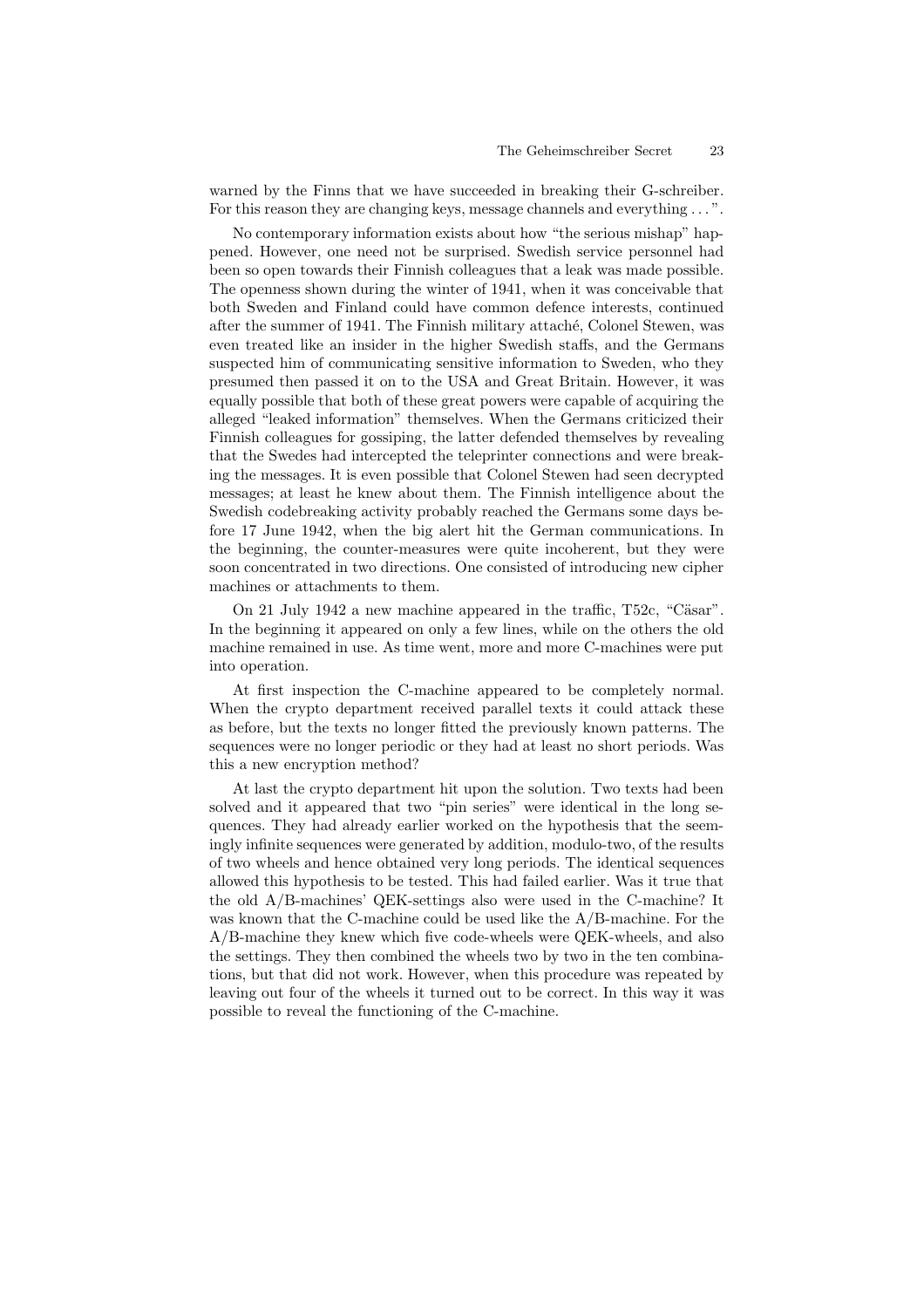warned by the Finns that we have succeeded in breaking their G-schreiber. For this reason they are changing keys, message channels and everything . . . ".

No contemporary information exists about how "the serious mishap" happened. However, one need not be surprised. Swedish service personnel had been so open towards their Finnish colleagues that a leak was made possible. The openness shown during the winter of 1941, when it was conceivable that both Sweden and Finland could have common defence interests, continued after the summer of 1941. The Finnish military attaché, Colonel Stewen, was even treated like an insider in the higher Swedish staffs, and the Germans suspected him of communicating sensitive information to Sweden, who they presumed then passed it on to the USA and Great Britain. However, it was equally possible that both of these great powers were capable of acquiring the alleged "leaked information" themselves. When the Germans criticized their Finnish colleagues for gossiping, the latter defended themselves by revealing that the Swedes had intercepted the teleprinter connections and were breaking the messages. It is even possible that Colonel Stewen had seen decrypted messages; at least he knew about them. The Finnish intelligence about the Swedish codebreaking activity probably reached the Germans some days before 17 June 1942, when the big alert hit the German communications. In the beginning, the counter-measures were quite incoherent, but they were soon concentrated in two directions. One consisted of introducing new cipher machines or attachments to them.

On 21 July 1942 a new machine appeared in the traffic, T52c, "Cäsar". In the beginning it appeared on only a few lines, while on the others the old machine remained in use. As time went, more and more C-machines were put into operation.

At first inspection the C-machine appeared to be completely normal. When the crypto department received parallel texts it could attack these as before, but the texts no longer fitted the previously known patterns. The sequences were no longer periodic or they had at least no short periods. Was this a new encryption method?

At last the crypto department hit upon the solution. Two texts had been solved and it appeared that two "pin series" were identical in the long sequences. They had already earlier worked on the hypothesis that the seemingly infinite sequences were generated by addition, modulo-two, of the results of two wheels and hence obtained very long periods. The identical sequences allowed this hypothesis to be tested. This had failed earlier. Was it true that the old A/B-machines' QEK-settings also were used in the C-machine? It was known that the C-machine could be used like the A/B-machine. For the A/B-machine they knew which five code-wheels were QEK-wheels, and also the settings. They then combined the wheels two by two in the ten combinations, but that did not work. However, when this procedure was repeated by leaving out four of the wheels it turned out to be correct. In this way it was possible to reveal the functioning of the C-machine.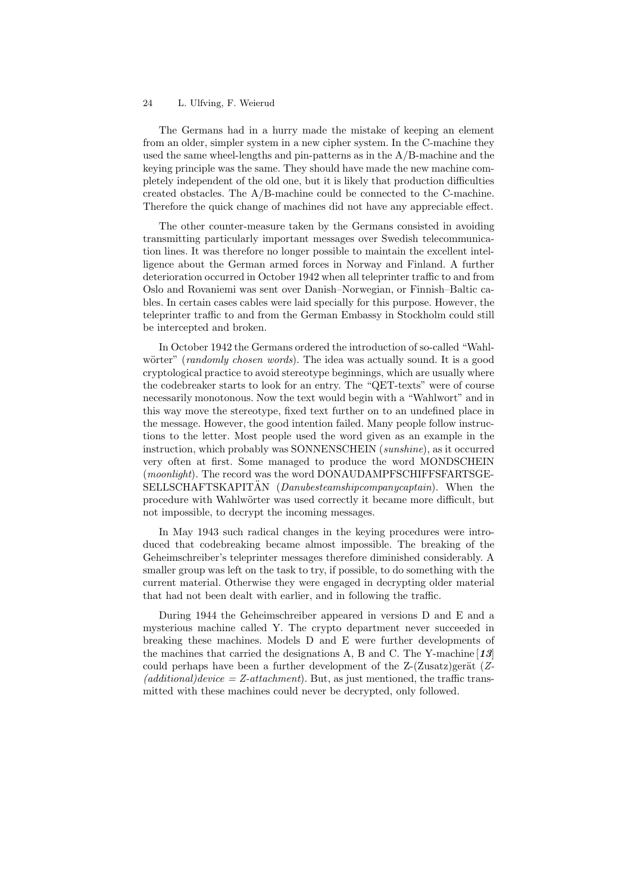The Germans had in a hurry made the mistake of keeping an element from an older, simpler system in a new cipher system. In the C-machine they used the same wheel-lengths and pin-patterns as in the A/B-machine and the keying principle was the same. They should have made the new machine completely independent of the old one, but it is likely that production difficulties created obstacles. The A/B-machine could be connected to the C-machine. Therefore the quick change of machines did not have any appreciable effect.

The other counter-measure taken by the Germans consisted in avoiding transmitting particularly important messages over Swedish telecommunication lines. It was therefore no longer possible to maintain the excellent intelligence about the German armed forces in Norway and Finland. A further deterioration occurred in October 1942 when all teleprinter traffic to and from Oslo and Rovaniemi was sent over Danish–Norwegian, or Finnish–Baltic cables. In certain cases cables were laid specially for this purpose. However, the teleprinter traffic to and from the German Embassy in Stockholm could still be intercepted and broken.

In October 1942 the Germans ordered the introduction of so-called "Wahlwörter" (*randomly chosen words*). The idea was actually sound. It is a good cryptological practice to avoid stereotype beginnings, which are usually where the codebreaker starts to look for an entry. The "QET-texts" were of course necessarily monotonous. Now the text would begin with a "Wahlwort" and in this way move the stereotype, fixed text further on to an undefined place in the message. However, the good intention failed. Many people follow instructions to the letter. Most people used the word given as an example in the instruction, which probably was SONNENSCHEIN (*sunshine*), as it occurred very often at first. Some managed to produce the word MONDSCHEIN (*moonlight*). The record was the word DONAUDAMPFSCHIFFSFARTSGESELLSCHAFTSKAPITÄN (*Danubesteamshipcompanycaptain*). When the procedure with Wahlwörter was used correctly it became more difficult, but not impossible, to decrypt the incoming messages.

In May 1943 such radical changes in the keying procedures were introduced that codebreaking became almost impossible. The breaking of the Geheimschreiber's teleprinter messages therefore diminished considerably. A smaller group was left on the task to try, if possible, to do something with the current material. Otherwise they were engaged in decrypting older material that had not been dealt with earlier, and in following the traffic.

During 1944 the Geheimschreiber appeared in versions D and E and a mysterious machine called Y. The crypto department never succeeded in breaking these machines. Models D and E were further developments of the machines that carried the designations A, B and C. The Y-machine [***13***] could perhaps have been a further development of the Z-(Zusatz)gerät (*Z-(additional)device = Z-attachment*). But, as just mentioned, the traffic transmitted with these machines could never be decrypted, only followed.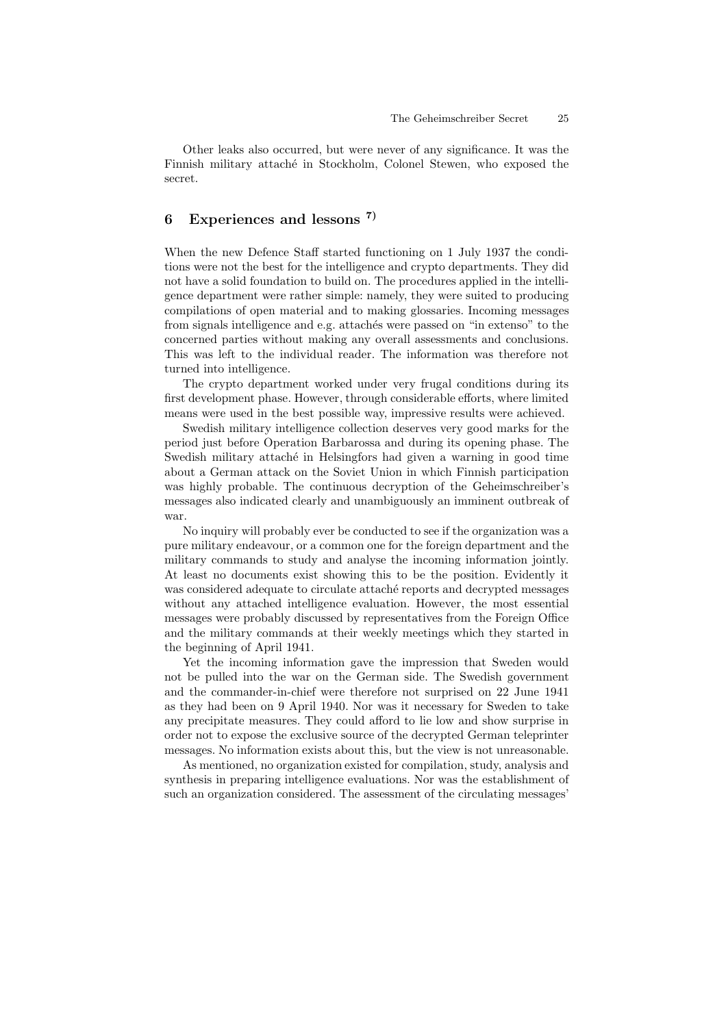Other leaks also occurred, but were never of any significance. It was the Finnish military attaché in Stockholm, Colonel Stewen, who exposed the secret.

## 6 Experiences and lessons [7)]

When the new Defence Staff started functioning on 1 July 1937 the conditions were not the best for the intelligence and crypto departments. They did not have a solid foundation to build on. The procedures applied in the intelligence department were rather simple: namely, they were suited to producing compilations of open material and to making glossaries. Incoming messages from signals intelligence and e.g. attachés were passed on "in extenso" to the concerned parties without making any overall assessments and conclusions. This was left to the individual reader. The information was therefore not turned into intelligence.

The crypto department worked under very frugal conditions during its first development phase. However, through considerable efforts, where limited means were used in the best possible way, impressive results were achieved.

Swedish military intelligence collection deserves very good marks for the period just before Operation Barbarossa and during its opening phase. The Swedish military attaché in Helsingfors had given a warning in good time about a German attack on the Soviet Union in which Finnish participation was highly probable. The continuous decryption of the Geheimschreiber's messages also indicated clearly and unambiguously an imminent outbreak of war.

No inquiry will probably ever be conducted to see if the organization was a pure military endeavour, or a common one for the foreign department and the military commands to study and analyse the incoming information jointly. At least no documents exist showing this to be the position. Evidently it was considered adequate to circulate attaché reports and decrypted messages without any attached intelligence evaluation. However, the most essential messages were probably discussed by representatives from the Foreign Office and the military commands at their weekly meetings which they started in the beginning of April 1941.

Yet the incoming information gave the impression that Sweden would not be pulled into the war on the German side. The Swedish government and the commander-in-chief were therefore not surprised on 22 June 1941 as they had been on 9 April 1940. Nor was it necessary for Sweden to take any precipitate measures. They could afford to lie low and show surprise in order not to expose the exclusive source of the decrypted German teleprinter messages. No information exists about this, but the view is not unreasonable.

As mentioned, no organization existed for compilation, study, analysis and synthesis in preparing intelligence evaluations. Nor was the establishment of such an organization considered. The assessment of the circulating messages'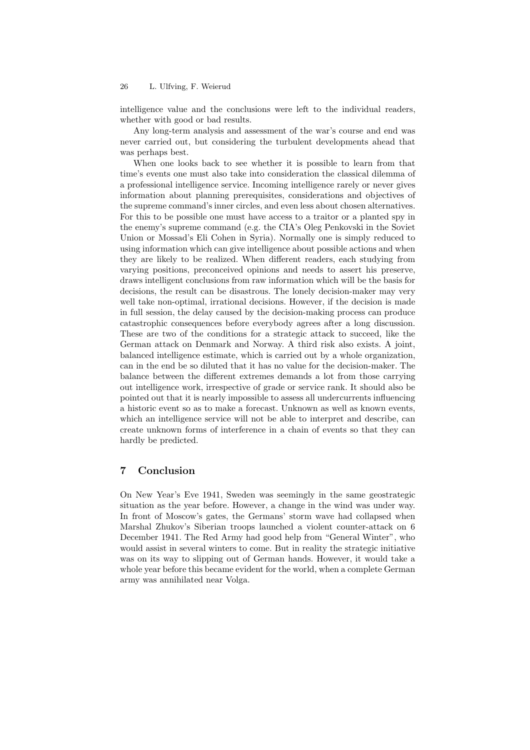intelligence value and the conclusions were left to the individual readers, whether with good or bad results.

Any long-term analysis and assessment of the war's course and end was never carried out, but considering the turbulent developments ahead that was perhaps best.

When one looks back to see whether it is possible to learn from that time's events one must also take into consideration the classical dilemma of a professional intelligence service. Incoming intelligence rarely or never gives information about planning prerequisites, considerations and objectives of the supreme command's inner circles, and even less about chosen alternatives. For this to be possible one must have access to a traitor or a planted spy in the enemy's supreme command (e.g. the CIA's Oleg Penkovski in the Soviet Union or Mossad's Eli Cohen in Syria). Normally one is simply reduced to using information which can give intelligence about possible actions and when they are likely to be realized. When different readers, each studying from varying positions, preconceived opinions and needs to assert his preserve, draws intelligent conclusions from raw information which will be the basis for decisions, the result can be disastrous. The lonely decision-maker may very well take non-optimal, irrational decisions. However, if the decision is made in full session, the delay caused by the decision-making process can produce catastrophic consequences before everybody agrees after a long discussion. These are two of the conditions for a strategic attack to succeed, like the German attack on Denmark and Norway. A third risk also exists. A joint, balanced intelligence estimate, which is carried out by a whole organization, can in the end be so diluted that it has no value for the decision-maker. The balance between the different extremes demands a lot from those carrying out intelligence work, irrespective of grade or service rank. It should also be pointed out that it is nearly impossible to assess all undercurrents influencing a historic event so as to make a forecast. Unknown as well as known events, which an intelligence service will not be able to interpret and describe, can create unknown forms of interference in a chain of events so that they can hardly be predicted.

## 7 Conclusion

On New Year's Eve 1941, Sweden was seemingly in the same geostrategic situation as the year before. However, a change in the wind was under way. In front of Moscow's gates, the Germans' storm wave had collapsed when Marshal Zhukov's Siberian troops launched a violent counter-attack on 6 December 1941. The Red Army had good help from "General Winter", who would assist in several winters to come. But in reality the strategic initiative was on its way to slipping out of German hands. However, it would take a whole year before this became evident for the world, when a complete German army was annihilated near Volga.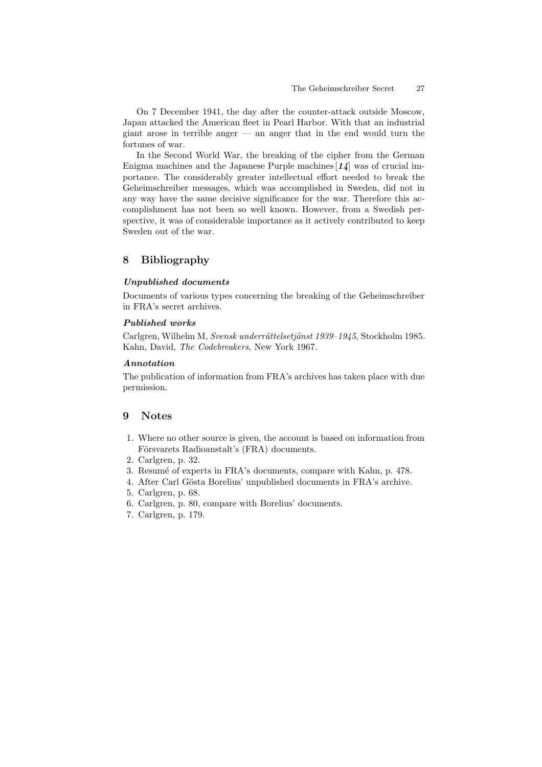On 7 December 1941, the day after the counter-attack outside Moscow, Japan attacked the American fleet in Pearl Harbor. With that an industrial giant arose in terrible anger — an anger that in the end would turn the fortunes of war.

In the Second World War, the breaking of the cipher from the German Enigma machines and the Japanese Purple machines [***14***] was of crucial importance. The considerably greater intellectual effort needed to break the Geheimschreiber messages, which was accomplished in Sweden, did not in any way have the same decisive significance for the war. Therefore this accomplishment has not been so well known. However, from a Swedish perspective, it was of considerable importance as it actively contributed to keep Sweden out of the war.

## 8 Bibliography

***Unpublished documents***

Documents of various types concerning the breaking of the Geheimschreiber in FRA's secret archives.

***Published works***

Carlgren, Wilhelm M, *Svensk underrättelsetjänst 1939–1945*, Stockholm 1985.
Kahn, David, *The Codebreakers*, New York 1967.

***Annotation***

The publication of information from FRA's archives has taken place with due permission.

## 9 Notes

1. Where no other source is given, the account is based on information from Försvarets Radioanstalt's (FRA) documents.
2. Carlgren, p. 32.
3. Resumé of experts in FRA's documents, compare with Kahn, p. 478.
4. After Carl Gösta Borelius' unpublished documents in FRA's archive.
5. Carlgren, p. 68.
6. Carlgren, p. 80, compare with Borelius' documents.
7. Carlgren, p. 179.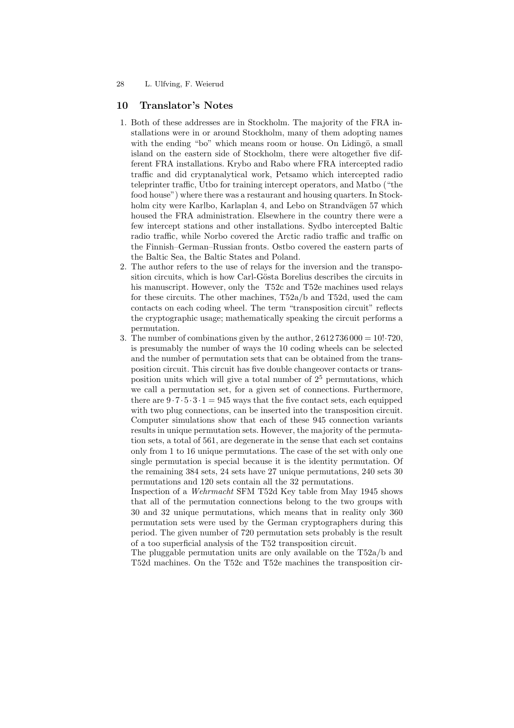## 10 Translator's Notes

1. Both of these addresses are in Stockholm. The majority of the FRA installations were in or around Stockholm, many of them adopting names with the ending "bo" which means room or house. On Lidingö, a small island on the eastern side of Stockholm, there were altogether five different FRA installations. Krybo and Rabo where FRA intercepted radio traffic and did cryptanalytical work, Petsamo which intercepted radio teleprinter traffic, Utbo for training intercept operators, and Matbo ("the food house") where there was a restaurant and housing quarters. In Stockholm city were Karlbo, Karlaplan 4, and Lebo on Strandvägen 57 which housed the FRA administration. Elsewhere in the country there were a few intercept stations and other installations. Sydbo intercepted Baltic radio traffic, while Norbo covered the Arctic radio traffic and traffic on the Finnish–German–Russian fronts. Ostbo covered the eastern parts of the Baltic Sea, the Baltic States and Poland.
2. The author refers to the use of relays for the inversion and the transposition circuits, which is how Carl-Gösta Borelius describes the circuits in his manuscript. However, only the T52c and T52e machines used relays for these circuits. The other machines, T52a/b and T52d, used the cam contacts on each coding wheel. The term "transposition circuit" reflects the cryptographic usage; mathematically speaking the circuit performs a permutation.
3. The number of combinations given by the author, $2\,612\,736\,000 = 10!\cdot 720$, is presumably the number of ways the 10 coding wheels can be selected and the number of permutation sets that can be obtained from the transposition circuit. This circuit has five double changeover contacts or transposition units which will give a total number of $2^5$ permutations, which we call a permutation set, for a given set of connections. Furthermore, there are $9\cdot 7\cdot 5\cdot 3\cdot 1 = 945$ ways that the five contact sets, each equipped with two plug connections, can be inserted into the transposition circuit. Computer simulations show that each of these 945 connection variants results in unique permutation sets. However, the majority of the permutation sets, a total of 561, are degenerate in the sense that each set contains only from 1 to 16 unique permutations. The case of the set with only one single permutation is special because it is the identity permutation. Of the remaining 384 sets, 24 sets have 27 unique permutations, 240 sets 30 permutations and 120 sets contain all the 32 permutations.
   Inspection of a *Wehrmacht* SFM T52d Key table from May 1945 shows that all of the permutation connections belong to the two groups with 30 and 32 unique permutations, which means that in reality only 360 permutation sets were used by the German cryptographers during this period. The given number of 720 permutation sets probably is the result of a too superficial analysis of the T52 transposition circuit.
   The pluggable permutation units are only available on the T52a/b and T52d machines. On the T52c and T52e machines the transposition cir-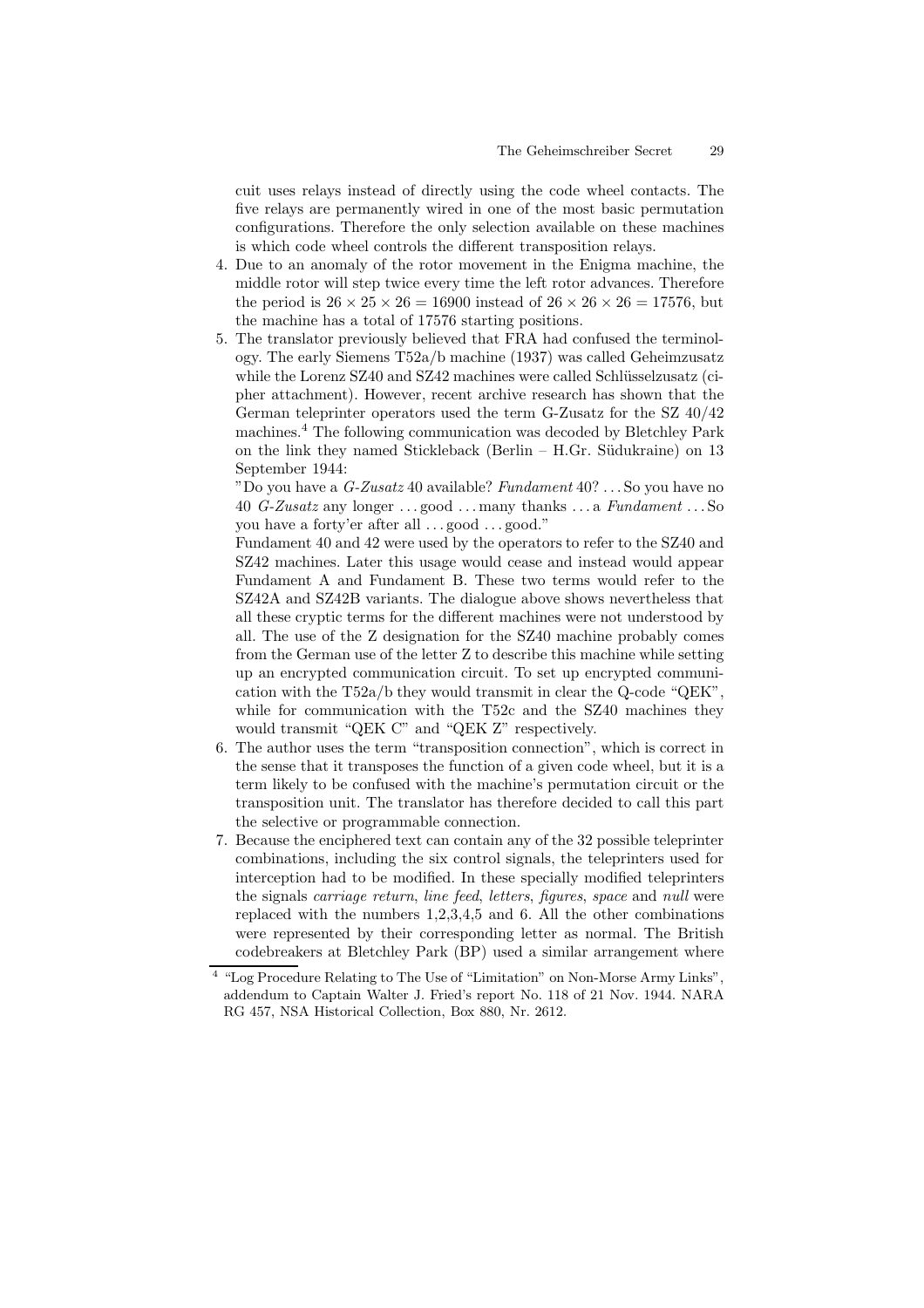cuit uses relays instead of directly using the code wheel contacts. The five relays are permanently wired in one of the most basic permutation configurations. Therefore the only selection available on these machines is which code wheel controls the different transposition relays.

4. Due to an anomaly of the rotor movement in the Enigma machine, the middle rotor will step twice every time the left rotor advances. Therefore the period is $26 \times 25 \times 26 = 16900$ instead of $26 \times 26 \times 26 = 17576$, but the machine has a total of 17576 starting positions.
5. The translator previously believed that FRA had confused the terminology. The early Siemens T52a/b machine (1937) was called Geheimzusatz while the Lorenz SZ40 and SZ42 machines were called Schlüsselzusatz (cipher attachment). However, recent archive research has shown that the German teleprinter operators used the term G-Zusatz for the SZ 40/42 machines.[4] The following communication was decoded by Bletchley Park on the link they named Stickleback (Berlin – H.Gr. Südukraine) on 13 September 1944:

   "Do you have a *G-Zusatz* 40 available? *Fundament* 40? . . . So you have no 40 *G-Zusatz* any longer . . . good . . . many thanks . . . a *Fundament* . . . So you have a forty'er after all . . . good . . . good."

   Fundament 40 and 42 were used by the operators to refer to the SZ40 and SZ42 machines. Later this usage would cease and instead would appear Fundament A and Fundament B. These two terms would refer to the SZ42A and SZ42B variants. The dialogue above shows nevertheless that all these cryptic terms for the different machines were not understood by all. The use of the Z designation for the SZ40 machine probably comes from the German use of the letter Z to describe this machine while setting up an encrypted communication circuit. To set up encrypted communication with the T52a/b they would transmit in clear the Q-code "QEK", while for communication with the T52c and the SZ40 machines they would transmit "QEK C" and "QEK Z" respectively.
6. The author uses the term "transposition connection", which is correct in the sense that it transposes the function of a given code wheel, but it is a term likely to be confused with the machine's permutation circuit or the transposition unit. The translator has therefore decided to call this part the selective or programmable connection.
7. Because the enciphered text can contain any of the 32 possible teleprinter combinations, including the six control signals, the teleprinters used for interception had to be modified. In these specially modified teleprinters the signals *carriage return*, *line feed*, *letters*, *figures*, *space* and *null* were replaced with the numbers 1,2,3,4,5 and 6. All the other combinations were represented by their corresponding letter as normal. The British codebreakers at Bletchley Park (BP) used a similar arrangement where

[4] "Log Procedure Relating to The Use of "Limitation" on Non-Morse Army Links", addendum to Captain Walter J. Fried's report No. 118 of 21 Nov. 1944. NARA RG 457, NSA Historical Collection, Box 880, Nr. 2612.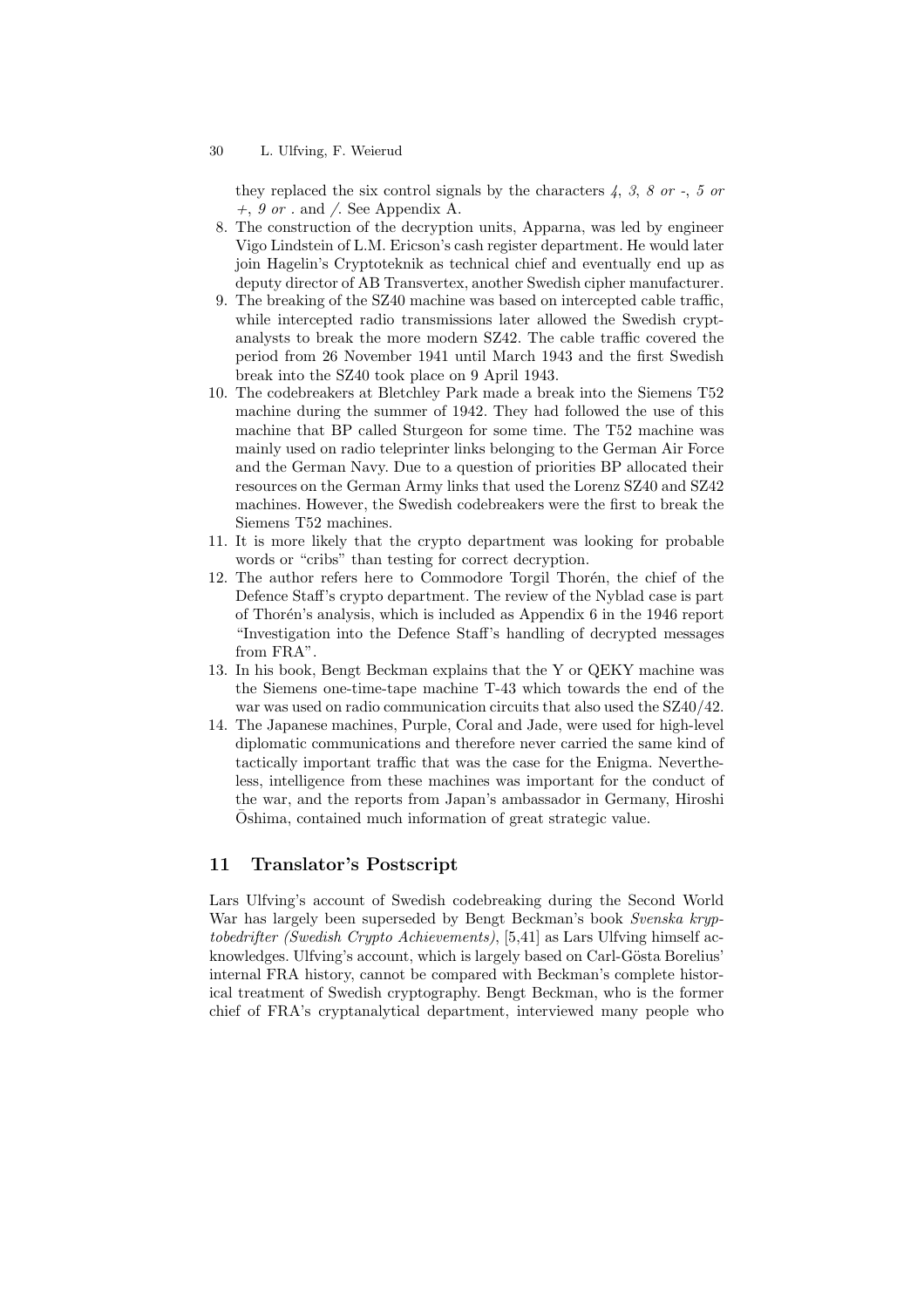they replaced the six control signals by the characters *4*, *3*, *8 or -*, *5 or +*, *9 or .* and */*. See Appendix A.

8. The construction of the decryption units, Apparna, was led by engineer Vigo Lindstein of L.M. Ericson's cash register department. He would later join Hagelin's Cryptoteknik as technical chief and eventually end up as deputy director of AB Transvertex, another Swedish cipher manufacturer.
9. The breaking of the SZ40 machine was based on intercepted cable traffic, while intercepted radio transmissions later allowed the Swedish cryptanalysts to break the more modern SZ42. The cable traffic covered the period from 26 November 1941 until March 1943 and the first Swedish break into the SZ40 took place on 9 April 1943.
10. The codebreakers at Bletchley Park made a break into the Siemens T52 machine during the summer of 1942. They had followed the use of this machine that BP called Sturgeon for some time. The T52 machine was mainly used on radio teleprinter links belonging to the German Air Force and the German Navy. Due to a question of priorities BP allocated their resources on the German Army links that used the Lorenz SZ40 and SZ42 machines. However, the Swedish codebreakers were the first to break the Siemens T52 machines.
11. It is more likely that the crypto department was looking for probable words or "cribs" than testing for correct decryption.
12. The author refers here to Commodore Torgil Thorén, the chief of the Defence Staff's crypto department. The review of the Nyblad case is part of Thorén's analysis, which is included as Appendix 6 in the 1946 report "Investigation into the Defence Staff's handling of decrypted messages from FRA".
13. In his book, Bengt Beckman explains that the Y or QEKY machine was the Siemens one-time-tape machine T-43 which towards the end of the war was used on radio communication circuits that also used the SZ40/42.
14. The Japanese machines, Purple, Coral and Jade, were used for high-level diplomatic communications and therefore never carried the same kind of tactically important traffic that was the case for the Enigma. Nevertheless, intelligence from these machines was important for the conduct of the war, and the reports from Japan's ambassador in Germany, Hiroshi Ōshima, contained much information of great strategic value.

## 11 Translator's Postscript

Lars Ulfving's account of Swedish codebreaking during the Second World War has largely been superseded by Bengt Beckman's book *Svenska kryptobedrifter (Swedish Crypto Achievements)*, [5,41] as Lars Ulfving himself acknowledges. Ulfving's account, which is largely based on Carl-Gösta Borelius' internal FRA history, cannot be compared with Beckman's complete historical treatment of Swedish cryptography. Bengt Beckman, who is the former chief of FRA's cryptanalytical department, interviewed many people who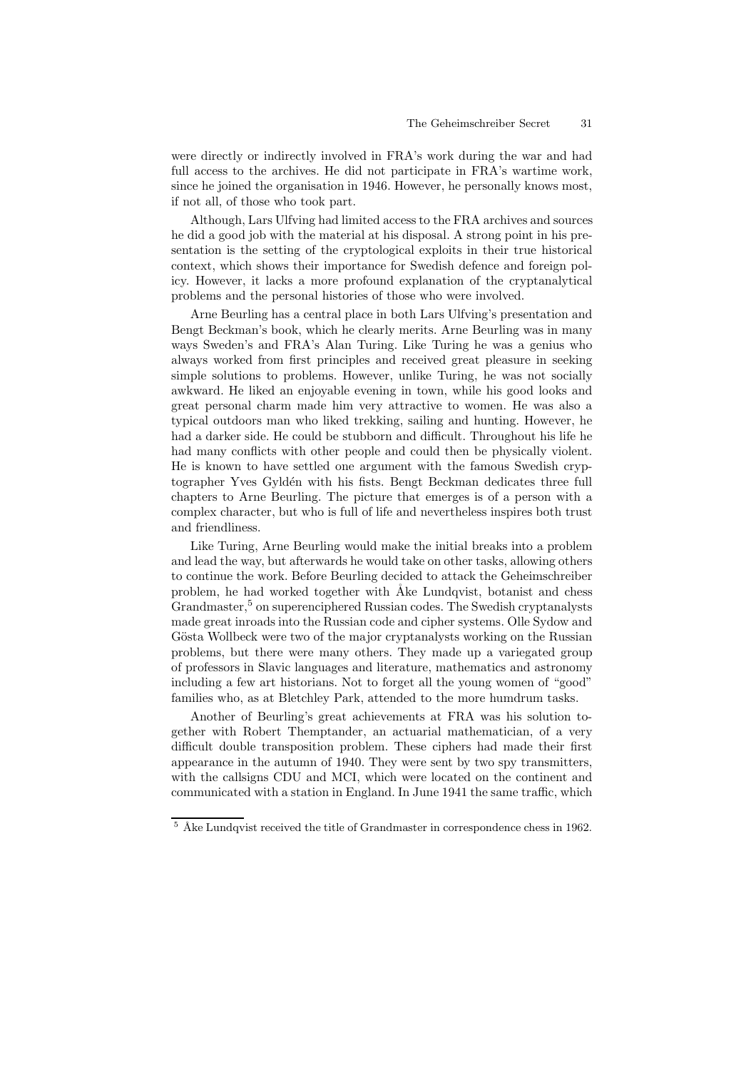were directly or indirectly involved in FRA's work during the war and had full access to the archives. He did not participate in FRA's wartime work, since he joined the organisation in 1946. However, he personally knows most, if not all, of those who took part.

Although, Lars Ulfving had limited access to the FRA archives and sources he did a good job with the material at his disposal. A strong point in his presentation is the setting of the cryptological exploits in their true historical context, which shows their importance for Swedish defence and foreign policy. However, it lacks a more profound explanation of the cryptanalytical problems and the personal histories of those who were involved.

Arne Beurling has a central place in both Lars Ulfving's presentation and Bengt Beckman's book, which he clearly merits. Arne Beurling was in many ways Sweden's and FRA's Alan Turing. Like Turing he was a genius who always worked from first principles and received great pleasure in seeking simple solutions to problems. However, unlike Turing, he was not socially awkward. He liked an enjoyable evening in town, while his good looks and great personal charm made him very attractive to women. He was also a typical outdoors man who liked trekking, sailing and hunting. However, he had a darker side. He could be stubborn and difficult. Throughout his life he had many conflicts with other people and could then be physically violent. He is known to have settled one argument with the famous Swedish cryptographer Yves Gyldén with his fists. Bengt Beckman dedicates three full chapters to Arne Beurling. The picture that emerges is of a person with a complex character, but who is full of life and nevertheless inspires both trust and friendliness.

Like Turing, Arne Beurling would make the initial breaks into a problem and lead the way, but afterwards he would take on other tasks, allowing others to continue the work. Before Beurling decided to attack the Geheimschreiber problem, he had worked together with Åke Lundqvist, botanist and chess Grandmaster,[5] on superenciphered Russian codes. The Swedish cryptanalysts made great inroads into the Russian code and cipher systems. Olle Sydow and Gösta Wollbeck were two of the major cryptanalysts working on the Russian problems, but there were many others. They made up a variegated group of professors in Slavic languages and literature, mathematics and astronomy including a few art historians. Not to forget all the young women of "good" families who, as at Bletchley Park, attended to the more humdrum tasks.

Another of Beurling's great achievements at FRA was his solution together with Robert Themptander, an actuarial mathematician, of a very difficult double transposition problem. These ciphers had made their first appearance in the autumn of 1940. They were sent by two spy transmitters, with the callsigns CDU and MCI, which were located on the continent and communicated with a station in England. In June 1941 the same traffic, which

[5] Åke Lundqvist received the title of Grandmaster in correspondence chess in 1962.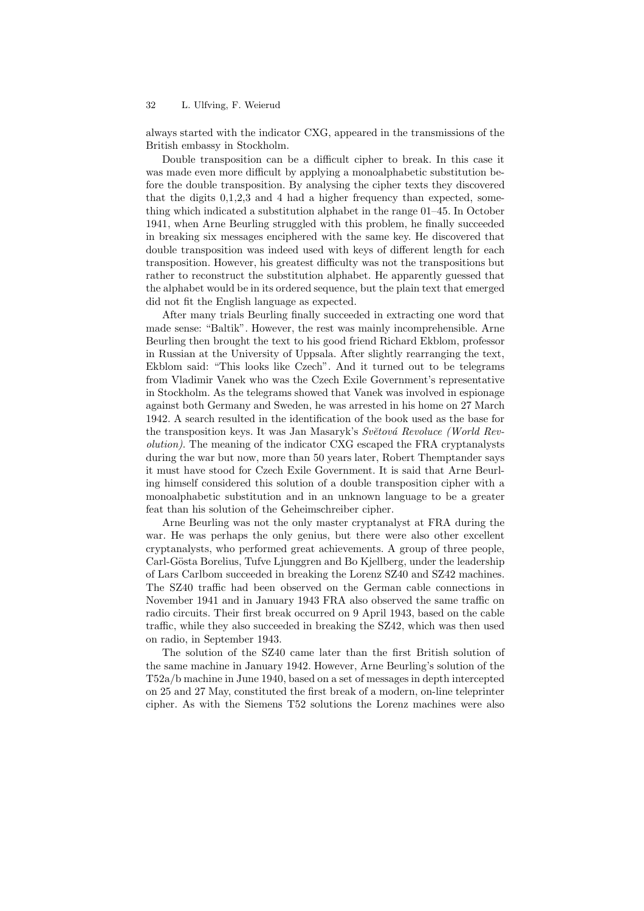always started with the indicator CXG, appeared in the transmissions of the British embassy in Stockholm.

Double transposition can be a difficult cipher to break. In this case it was made even more difficult by applying a monoalphabetic substitution before the double transposition. By analysing the cipher texts they discovered that the digits 0,1,2,3 and 4 had a higher frequency than expected, something which indicated a substitution alphabet in the range 01–45. In October 1941, when Arne Beurling struggled with this problem, he finally succeeded in breaking six messages enciphered with the same key. He discovered that double transposition was indeed used with keys of different length for each transposition. However, his greatest difficulty was not the transpositions but rather to reconstruct the substitution alphabet. He apparently guessed that the alphabet would be in its ordered sequence, but the plain text that emerged did not fit the English language as expected.

After many trials Beurling finally succeeded in extracting one word that made sense: "Baltik". However, the rest was mainly incomprehensible. Arne Beurling then brought the text to his good friend Richard Ekblom, professor in Russian at the University of Uppsala. After slightly rearranging the text, Ekblom said: "This looks like Czech". And it turned out to be telegrams from Vladimir Vanek who was the Czech Exile Government's representative in Stockholm. As the telegrams showed that Vanek was involved in espionage against both Germany and Sweden, he was arrested in his home on 27 March 1942. A search resulted in the identification of the book used as the base for the transposition keys. It was Jan Masaryk's *Světová Revoluce (World Revolution)*. The meaning of the indicator CXG escaped the FRA cryptanalysts during the war but now, more than 50 years later, Robert Themptander says it must have stood for Czech Exile Government. It is said that Arne Beurling himself considered this solution of a double transposition cipher with a monoalphabetic substitution and in an unknown language to be a greater feat than his solution of the Geheimschreiber cipher.

Arne Beurling was not the only master cryptanalyst at FRA during the war. He was perhaps the only genius, but there were also other excellent cryptanalysts, who performed great achievements. A group of three people, Carl-Gösta Borelius, Tufve Ljunggren and Bo Kjellberg, under the leadership of Lars Carlbom succeeded in breaking the Lorenz SZ40 and SZ42 machines. The SZ40 traffic had been observed on the German cable connections in November 1941 and in January 1943 FRA also observed the same traffic on radio circuits. Their first break occurred on 9 April 1943, based on the cable traffic, while they also succeeded in breaking the SZ42, which was then used on radio, in September 1943.

The solution of the SZ40 came later than the first British solution of the same machine in January 1942. However, Arne Beurling's solution of the T52a/b machine in June 1940, based on a set of messages in depth intercepted on 25 and 27 May, constituted the first break of a modern, on-line teleprinter cipher. As with the Siemens T52 solutions the Lorenz machines were also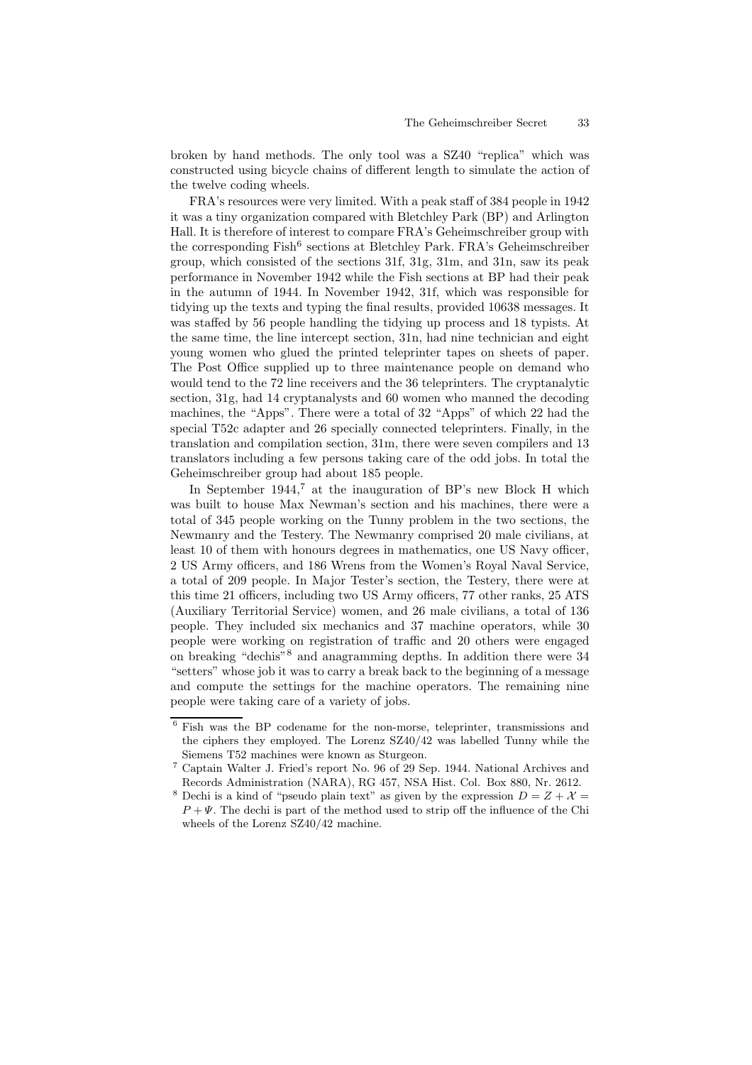broken by hand methods. The only tool was a SZ40 "replica" which was constructed using bicycle chains of different length to simulate the action of the twelve coding wheels.

FRA's resources were very limited. With a peak staff of 384 people in 1942 it was a tiny organization compared with Bletchley Park (BP) and Arlington Hall. It is therefore of interest to compare FRA's Geheimschreiber group with the corresponding Fish[6] sections at Bletchley Park. FRA's Geheimschreiber group, which consisted of the sections 31f, 31g, 31m, and 31n, saw its peak performance in November 1942 while the Fish sections at BP had their peak in the autumn of 1944. In November 1942, 31f, which was responsible for tidying up the texts and typing the final results, provided 10638 messages. It was staffed by 56 people handling the tidying up process and 18 typists. At the same time, the line intercept section, 31n, had nine technician and eight young women who glued the printed teleprinter tapes on sheets of paper. The Post Office supplied up to three maintenance people on demand who would tend to the 72 line receivers and the 36 teleprinters. The cryptanalytic section, 31g, had 14 cryptanalysts and 60 women who manned the decoding machines, the "Apps". There were a total of 32 "Apps" of which 22 had the special T52c adapter and 26 specially connected teleprinters. Finally, in the translation and compilation section, 31m, there were seven compilers and 13 translators including a few persons taking care of the odd jobs. In total the Geheimschreiber group had about 185 people.

In September 1944,[7] at the inauguration of BP's new Block H which was built to house Max Newman's section and his machines, there were a total of 345 people working on the Tunny problem in the two sections, the Newmanry and the Testery. The Newmanry comprised 20 male civilians, at least 10 of them with honours degrees in mathematics, one US Navy officer, 2 US Army officers, and 186 Wrens from the Women's Royal Naval Service, a total of 209 people. In Major Tester's section, the Testery, there were at this time 21 officers, including two US Army officers, 77 other ranks, 25 ATS (Auxiliary Territorial Service) women, and 26 male civilians, a total of 136 people. They included six mechanics and 37 machine operators, while 30 people were working on registration of traffic and 20 others were engaged on breaking "dechis"[8] and anagramming depths. In addition there were 34 "setters" whose job it was to carry a break back to the beginning of a message and compute the settings for the machine operators. The remaining nine people were taking care of a variety of jobs.

---

[6] Fish was the BP codename for the non-morse, teleprinter, transmissions and the ciphers they employed. The Lorenz SZ40/42 was labelled Tunny while the Siemens T52 machines were known as Sturgeon.

[7] Captain Walter J. Fried's report No. 96 of 29 Sep. 1944. National Archives and Records Administration (NARA), RG 457, NSA Hist. Col. Box 880, Nr. 2612.

[8] Dechi is a kind of "pseudo plain text" as given by the expression $D = Z + \mathcal{X} = P + \Psi$. The dechi is part of the method used to strip off the influence of the Chi wheels of the Lorenz SZ40/42 machine.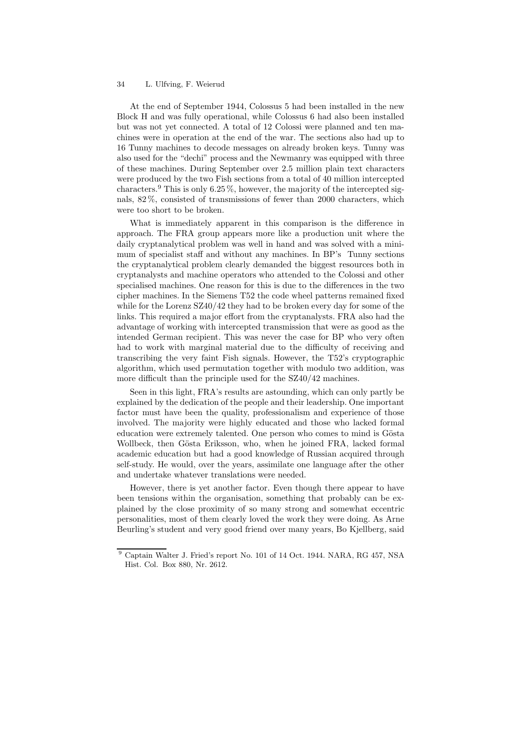At the end of September 1944, Colossus 5 had been installed in the new Block H and was fully operational, while Colossus 6 had also been installed but was not yet connected. A total of 12 Colossi were planned and ten machines were in operation at the end of the war. The sections also had up to 16 Tunny machines to decode messages on already broken keys. Tunny was also used for the "dechi" process and the Newmanry was equipped with three of these machines. During September over 2.5 million plain text characters were produced by the two Fish sections from a total of 40 million intercepted characters.[9] This is only 6.25 %, however, the majority of the intercepted signals, 82 %, consisted of transmissions of fewer than 2000 characters, which were too short to be broken.

What is immediately apparent in this comparison is the difference in approach. The FRA group appears more like a production unit where the daily cryptanalytical problem was well in hand and was solved with a minimum of specialist staff and without any machines. In BP's Tunny sections the cryptanalytical problem clearly demanded the biggest resources both in cryptanalysts and machine operators who attended to the Colossi and other specialised machines. One reason for this is due to the differences in the two cipher machines. In the Siemens T52 the code wheel patterns remained fixed while for the Lorenz SZ40/42 they had to be broken every day for some of the links. This required a major effort from the cryptanalysts. FRA also had the advantage of working with intercepted transmission that were as good as the intended German recipient. This was never the case for BP who very often had to work with marginal material due to the difficulty of receiving and transcribing the very faint Fish signals. However, the T52's cryptographic algorithm, which used permutation together with modulo two addition, was more difficult than the principle used for the SZ40/42 machines.

Seen in this light, FRA's results are astounding, which can only partly be explained by the dedication of the people and their leadership. One important factor must have been the quality, professionalism and experience of those involved. The majority were highly educated and those who lacked formal education were extremely talented. One person who comes to mind is Gösta Wollbeck, then Gösta Eriksson, who, when he joined FRA, lacked formal academic education but had a good knowledge of Russian acquired through self-study. He would, over the years, assimilate one language after the other and undertake whatever translations were needed.

However, there is yet another factor. Even though there appear to have been tensions within the organisation, something that probably can be explained by the close proximity of so many strong and somewhat eccentric personalities, most of them clearly loved the work they were doing. As Arne Beurling's student and very good friend over many years, Bo Kjellberg, said

[9] Captain Walter J. Fried's report No. 101 of 14 Oct. 1944. NARA, RG 457, NSA Hist. Col. Box 880, Nr. 2612.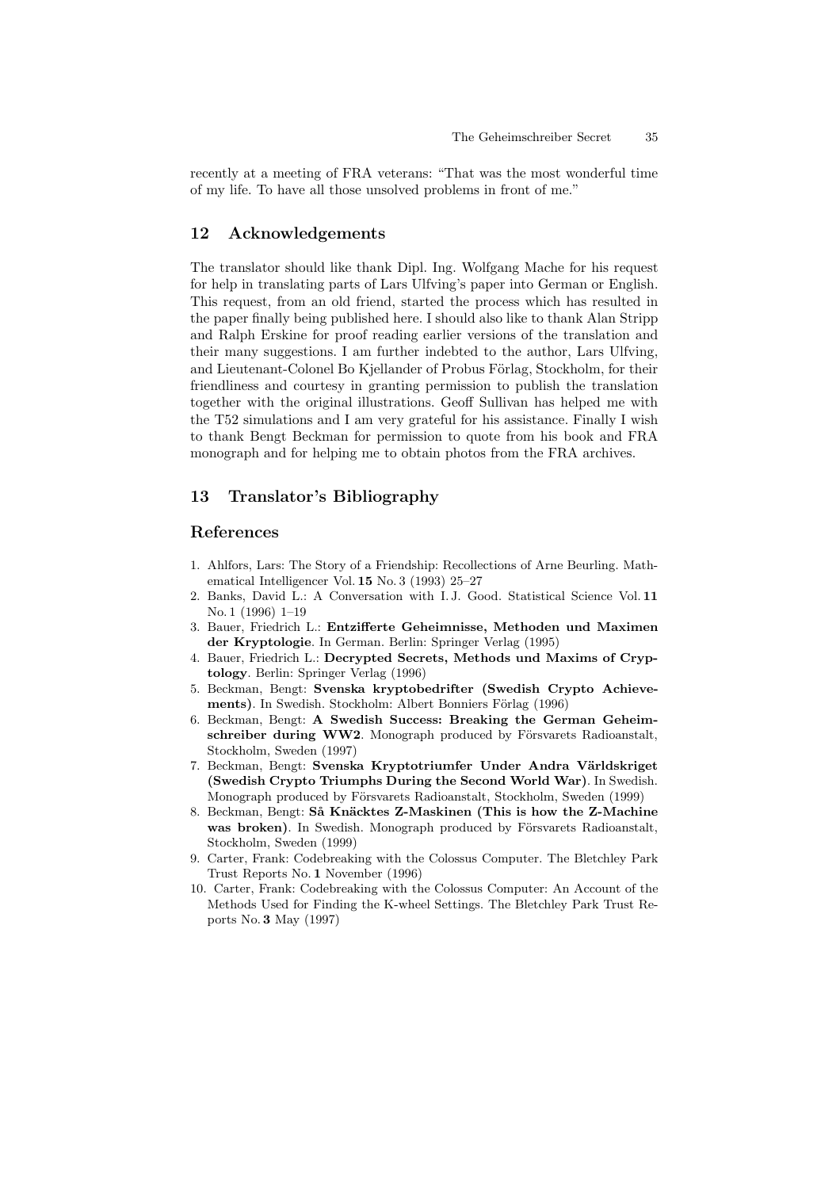recently at a meeting of FRA veterans: "That was the most wonderful time of my life. To have all those unsolved problems in front of me."

## 12 Acknowledgements

The translator should like thank Dipl. Ing. Wolfgang Mache for his request for help in translating parts of Lars Ulfving's paper into German or English. This request, from an old friend, started the process which has resulted in the paper finally being published here. I should also like to thank Alan Stripp and Ralph Erskine for proof reading earlier versions of the translation and their many suggestions. I am further indebted to the author, Lars Ulfving, and Lieutenant-Colonel Bo Kjellander of Probus Förlag, Stockholm, for their friendliness and courtesy in granting permission to publish the translation together with the original illustrations. Geoff Sullivan has helped me with the T52 simulations and I am very grateful for his assistance. Finally I wish to thank Bengt Beckman for permission to quote from his book and FRA monograph and for helping me to obtain photos from the FRA archives.

## 13 Translator's Bibliography

### References

1. Ahlfors, Lars: The Story of a Friendship: Recollections of Arne Beurling. Mathematical Intelligencer Vol. **15** No. 3 (1993) 25–27
2. Banks, David L.: A Conversation with I. J. Good. Statistical Science Vol. **11** No. 1 (1996) 1–19
3. Bauer, Friedrich L.: **Entzifferte Geheimnisse, Methoden und Maximen der Kryptologie**. In German. Berlin: Springer Verlag (1995)
4. Bauer, Friedrich L.: **Decrypted Secrets, Methods und Maxims of Cryptology**. Berlin: Springer Verlag (1996)
5. Beckman, Bengt: **Svenska kryptobedrifter (Swedish Crypto Achievements)**. In Swedish. Stockholm: Albert Bonniers Förlag (1996)
6. Beckman, Bengt: **A Swedish Success: Breaking the German Geheimschreiber during WW2**. Monograph produced by Försvarets Radioanstalt, Stockholm, Sweden (1997)
7. Beckman, Bengt: **Svenska Kryptotriumfer Under Andra Världskriget (Swedish Crypto Triumphs During the Second World War)**. In Swedish. Monograph produced by Försvarets Radioanstalt, Stockholm, Sweden (1999)
8. Beckman, Bengt: **Så Knäcktes Z-Maskinen (This is how the Z-Machine was broken)**. In Swedish. Monograph produced by Försvarets Radioanstalt, Stockholm, Sweden (1999)
9. Carter, Frank: Codebreaking with the Colossus Computer. The Bletchley Park Trust Reports No. **1** November (1996)
10. Carter, Frank: Codebreaking with the Colossus Computer: An Account of the Methods Used for Finding the K-wheel Settings. The Bletchley Park Trust Reports No. **3** May (1997)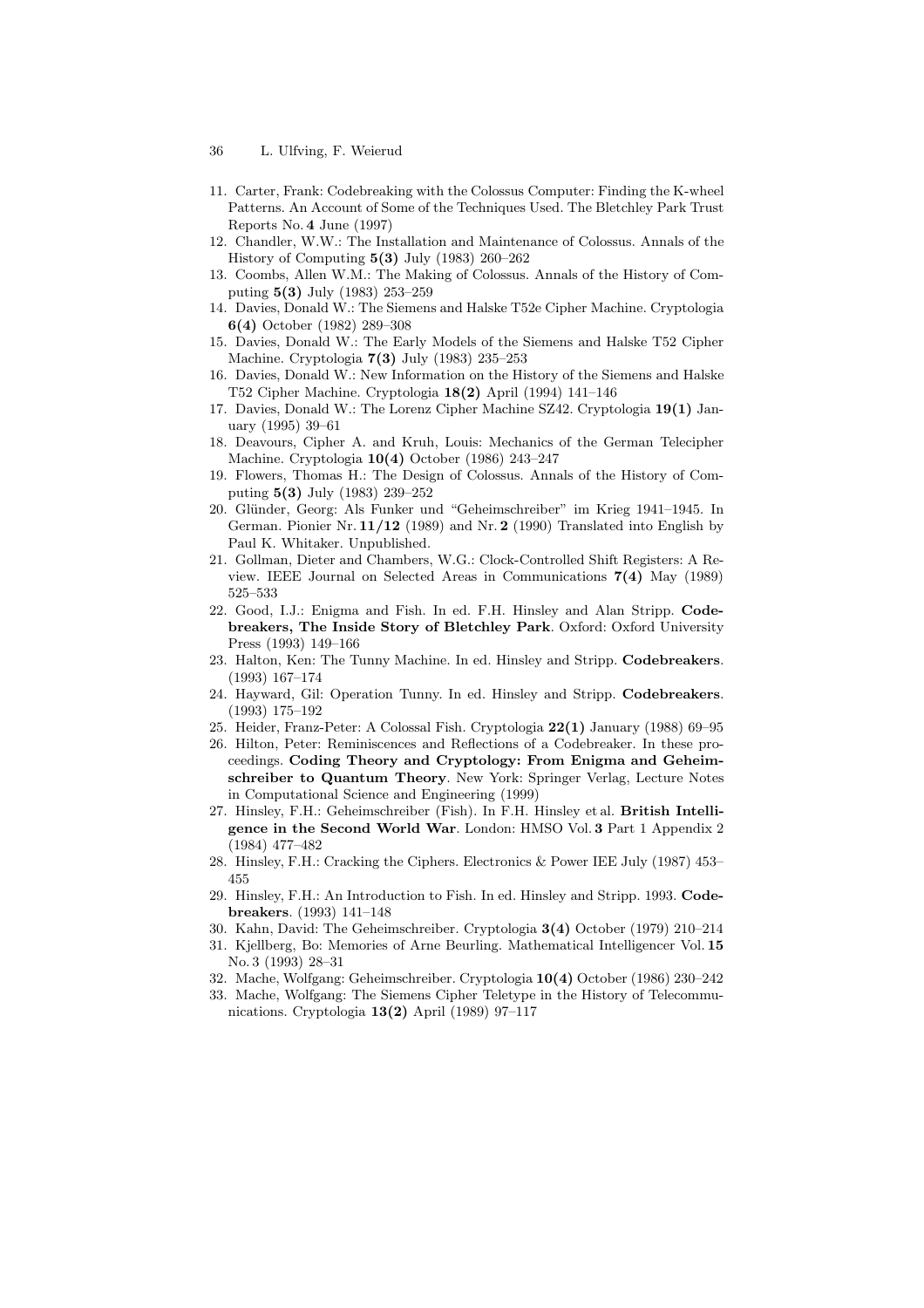11. Carter, Frank: Codebreaking with the Colossus Computer: Finding the K-wheel Patterns. An Account of Some of the Techniques Used. The Bletchley Park Trust Reports No. **4** June (1997)
12. Chandler, W.W.: The Installation and Maintenance of Colossus. Annals of the History of Computing **5(3)** July (1983) 260–262
13. Coombs, Allen W.M.: The Making of Colossus. Annals of the History of Computing **5(3)** July (1983) 253–259
14. Davies, Donald W.: The Siemens and Halske T52e Cipher Machine. Cryptologia **6(4)** October (1982) 289–308
15. Davies, Donald W.: The Early Models of the Siemens and Halske T52 Cipher Machine. Cryptologia **7(3)** July (1983) 235–253
16. Davies, Donald W.: New Information on the History of the Siemens and Halske T52 Cipher Machine. Cryptologia **18(2)** April (1994) 141–146
17. Davies, Donald W.: The Lorenz Cipher Machine SZ42. Cryptologia **19(1)** January (1995) 39–61
18. Deavours, Cipher A. and Kruh, Louis: Mechanics of the German Telecipher Machine. Cryptologia **10(4)** October (1986) 243–247
19. Flowers, Thomas H.: The Design of Colossus. Annals of the History of Computing **5(3)** July (1983) 239–252
20. Glünder, Georg: Als Funker und "Geheimschreiber" im Krieg 1941–1945. In German. Pionier Nr. **11/12** (1989) and Nr. **2** (1990) Translated into English by Paul K. Whitaker. Unpublished.
21. Gollman, Dieter and Chambers, W.G.: Clock-Controlled Shift Registers: A Review. IEEE Journal on Selected Areas in Communications **7(4)** May (1989) 525–533
22. Good, I.J.: Enigma and Fish. In ed. F.H. Hinsley and Alan Stripp. **Codebreakers, The Inside Story of Bletchley Park**. Oxford: Oxford University Press (1993) 149–166
23. Halton, Ken: The Tunny Machine. In ed. Hinsley and Stripp. **Codebreakers**. (1993) 167–174
24. Hayward, Gil: Operation Tunny. In ed. Hinsley and Stripp. **Codebreakers**. (1993) 175–192
25. Heider, Franz-Peter: A Colossal Fish. Cryptologia **22(1)** January (1988) 69–95
26. Hilton, Peter: Reminiscences and Reflections of a Codebreaker. In these proceedings. **Coding Theory and Cryptology: From Enigma and Geheimschreiber to Quantum Theory**. New York: Springer Verlag, Lecture Notes in Computational Science and Engineering (1999)
27. Hinsley, F.H.: Geheimschreiber (Fish). In F.H. Hinsley et al. **British Intelligence in the Second World War**. London: HMSO Vol. **3** Part 1 Appendix 2 (1984) 477–482
28. Hinsley, F.H.: Cracking the Ciphers. Electronics & Power IEE July (1987) 453–455
29. Hinsley, F.H.: An Introduction to Fish. In ed. Hinsley and Stripp. 1993. **Codebreakers**. (1993) 141–148
30. Kahn, David: The Geheimschreiber. Cryptologia **3(4)** October (1979) 210–214
31. Kjellberg, Bo: Memories of Arne Beurling. Mathematical Intelligencer Vol. **15** No. 3 (1993) 28–31
32. Mache, Wolfgang: Geheimschreiber. Cryptologia **10(4)** October (1986) 230–242
33. Mache, Wolfgang: The Siemens Cipher Teletype in the History of Telecommunications. Cryptologia **13(2)** April (1989) 97–117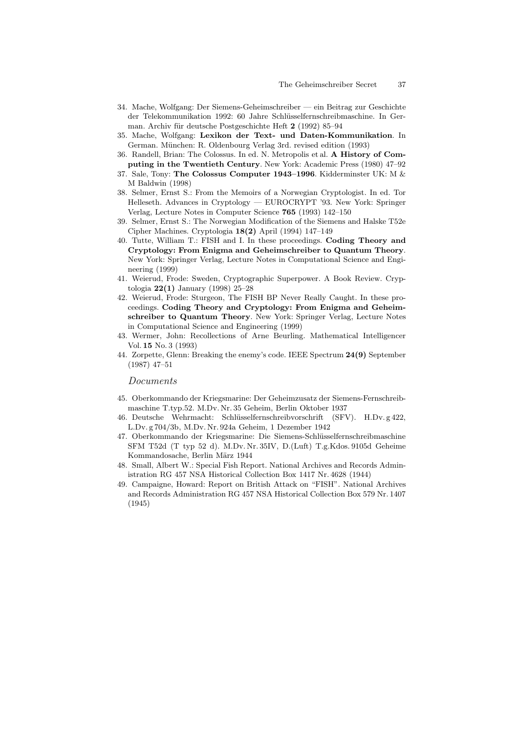34. Mache, Wolfgang: Der Siemens-Geheimschreiber — ein Beitrag zur Geschichte der Telekommunikation 1992: 60 Jahre Schlüsselfernschreibmaschine. In German. Archiv für deutsche Postgeschichte Heft **2** (1992) 85–94
35. Mache, Wolfgang: **Lexikon der Text- und Daten-Kommunikation**. In German. München: R. Oldenbourg Verlag 3rd. revised edition (1993)
36. Randell, Brian: The Colossus. In ed. N. Metropolis et al. **A History of Computing in the Twentieth Century**. New York: Academic Press (1980) 47–92
37. Sale, Tony: **The Colossus Computer 1943–1996**. Kidderminster UK: M & M Baldwin (1998)
38. Selmer, Ernst S.: From the Memoirs of a Norwegian Cryptologist. In ed. Tor Helleseth. Advances in Cryptology — EUROCRYPT '93. New York: Springer Verlag, Lecture Notes in Computer Science **765** (1993) 142–150
39. Selmer, Ernst S.: The Norwegian Modification of the Siemens and Halske T52e Cipher Machines. Cryptologia **18(2)** April (1994) 147–149
40. Tutte, William T.: FISH and I. In these proceedings. **Coding Theory and Cryptology: From Enigma and Geheimschreiber to Quantum Theory**. New York: Springer Verlag, Lecture Notes in Computational Science and Engineering (1999)
41. Weierud, Frode: Sweden, Cryptographic Superpower. A Book Review. Cryptologia **22(1)** January (1998) 25–28
42. Weierud, Frode: Sturgeon, The FISH BP Never Really Caught. In these proceedings. **Coding Theory and Cryptology: From Enigma and Geheimschreiber to Quantum Theory**. New York: Springer Verlag, Lecture Notes in Computational Science and Engineering (1999)
43. Wermer, John: Recollections of Arne Beurling. Mathematical Intelligencer Vol. **15** No. 3 (1993)
44. Zorpette, Glenn: Breaking the enemy's code. IEEE Spectrum **24(9)** September (1987) 47–51

*Documents*

45. Oberkommando der Kriegsmarine: Der Geheimzusatz der Siemens-Fernschreibmaschine T.typ.52. M.Dv. Nr. 35 Geheim, Berlin Oktober 1937
46. Deutsche Wehrmacht: Schlüsselfernschreibvorschrift (SFV). H.Dv. g 422, L.Dv. g 704/3b, M.Dv. Nr. 924a Geheim, 1 Dezember 1942
47. Oberkommando der Kriegsmarine: Die Siemens-Schlüsselfernschreibmaschine SFM T52d (T typ 52 d). M.Dv. Nr. 35IV, D.(Luft) T.g.Kdos. 9105d Geheime Kommandosache, Berlin März 1944
48. Small, Albert W.: Special Fish Report. National Archives and Records Administration RG 457 NSA Historical Collection Box 1417 Nr. 4628 (1944)
49. Campaigne, Howard: Report on British Attack on "FISH". National Archives and Records Administration RG 457 NSA Historical Collection Box 579 Nr. 1407 (1945)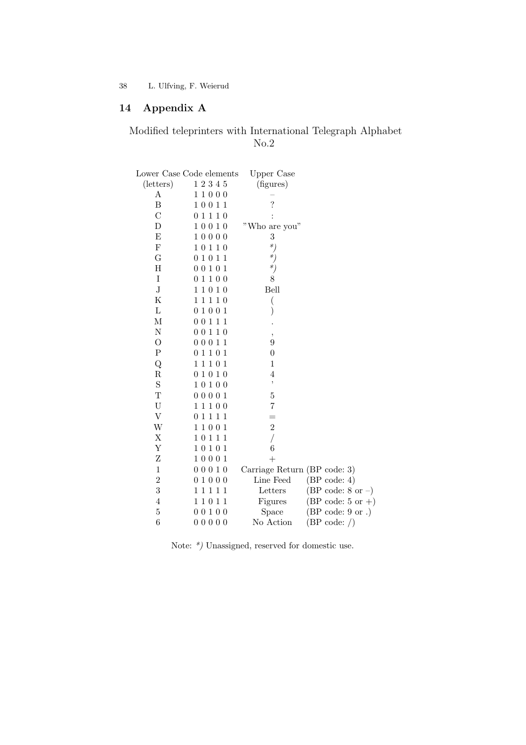## 14 Appendix A

Modified teleprinters with International Telegraph Alphabet No.2

| Lower Case (letters) | Code elements 1 2 3 4 5 | Upper Case (figures) | |
|---|---|---|---|
| A | 1 1 0 0 0 | – | |
| B | 1 0 0 1 1 | ? | |
| C | 0 1 1 1 0 | : | |
| D | 1 0 0 1 0 | "Who are you" | |
| E | 1 0 0 0 0 | 3 | |
| F | 1 0 1 1 0 | *\*)* | |
| G | 0 1 0 1 1 | *\*)* | |
| H | 0 0 1 0 1 | *\*)* | |
| I | 0 1 1 0 0 | 8 | |
| J | 1 1 0 1 0 | Bell | |
| K | 1 1 1 1 0 | ( | |
| L | 0 1 0 0 1 | ) | |
| M | 0 0 1 1 1 | . | |
| N | 0 0 1 1 0 | , | |
| O | 0 0 0 1 1 | 9 | |
| P | 0 1 1 0 1 | 0 | |
| Q | 1 1 1 0 1 | 1 | |
| R | 0 1 0 1 0 | 4 | |
| S | 1 0 1 0 0 | ' | |
| T | 0 0 0 0 1 | 5 | |
| U | 1 1 1 0 0 | 7 | |
| V | 0 1 1 1 1 | = | |
| W | 1 1 0 0 1 | 2 | |
| X | 1 0 1 1 1 | / | |
| Y | 1 0 1 0 1 | 6 | |
| Z | 1 0 0 0 1 | + | |
| 1 | 0 0 0 1 0 | Carriage Return | (BP code: 3) |
| 2 | 0 1 0 0 0 | Line Feed | (BP code: 4) |
| 3 | 1 1 1 1 1 | Letters | (BP code: 8 or –) |
| 4 | 1 1 0 1 1 | Figures | (BP code: 5 or +) |
| 5 | 0 0 1 0 0 | Space | (BP code: 9 or .) |
| 6 | 0 0 0 0 0 | No Action | (BP code: /) |

Note: *\*)* Unassigned, reserved for domestic use.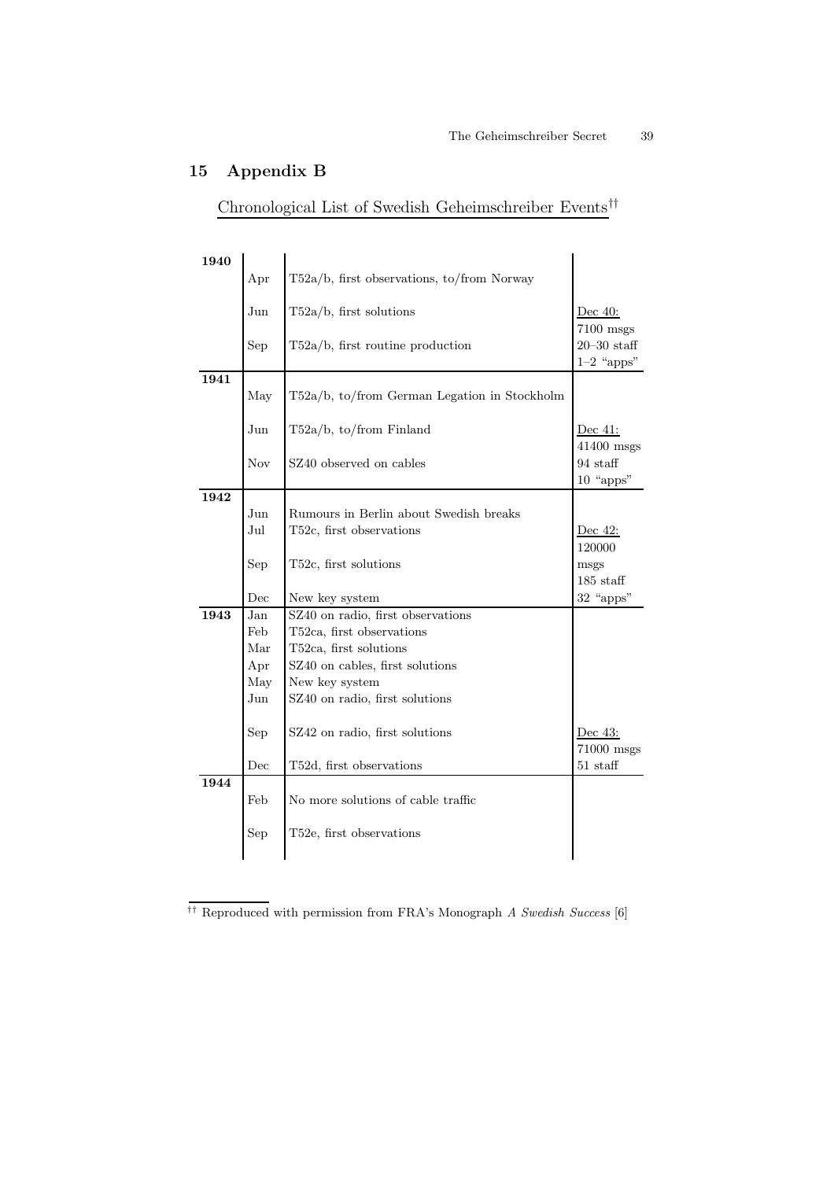## 15 Appendix B

Chronological List of Swedish Geheimschreiber Events[††]

| Year | Month | Event | Statistics |
|---|---|---|---|
| 1940 | Apr | T52a/b, first observations, to/from Norway | |
| | Jun | T52a/b, first solutions | Dec 40: 7100 msgs |
| | Sep | T52a/b, first routine production | 20–30 staff 1–2 "apps" |
| 1941 | May | T52a/b, to/from German Legation in Stockholm | |
| | Jun | T52a/b, to/from Finland | Dec 41: 41400 msgs |
| | Nov | SZ40 observed on cables | 94 staff 10 "apps" |
| 1942 | Jun | Rumours in Berlin about Swedish breaks | |
| | Jul | T52c, first observations | Dec 42: 120000 |
| | Sep | T52c, first solutions | msgs 185 staff |
| | Dec | New key system | 32 "apps" |
| 1943 | Jan | SZ40 on radio, first observations | |
| | Feb | T52ca, first observations | |
| | Mar | T52ca, first solutions | |
| | Apr | SZ40 on cables, first solutions | |
| | May | New key system | |
| | Jun | SZ40 on radio, first solutions | |
| | Sep | SZ42 on radio, first solutions | Dec 43: 71000 msgs |
| | Dec | T52d, first observations | 51 staff |
| 1944 | Feb | No more solutions of cable traffic | |
| | Sep | T52e, first observations | |

[††] Reproduced with permission from FRA's Monograph *A Swedish Success* [6]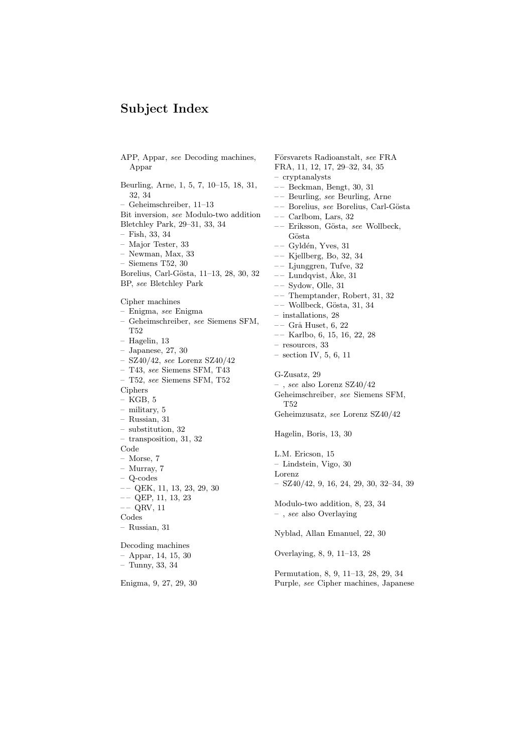# Subject Index

APP, Appar, *see* Decoding machines, Appar

Beurling, Arne, 1, 5, 7, 10–15, 18, 31, 32, 34
– Geheimschreiber, 11–13
Bit inversion, *see* Modulo-two addition
Bletchley Park, 29–31, 33, 34
– Fish, 33, 34
– Major Tester, 33
– Newman, Max, 33
– Siemens T52, 30
Borelius, Carl-Gösta, 11–13, 28, 30, 32
BP, *see* Bletchley Park

Cipher machines
– Enigma, *see* Enigma
– Geheimschreiber, *see* Siemens SFM, T52
– Hagelin, 13
– Japanese, 27, 30
– SZ40/42, *see* Lorenz SZ40/42
– T43, *see* Siemens SFM, T43
– T52, *see* Siemens SFM, T52
Ciphers
– KGB, 5
– military, 5
– Russian, 31
– substitution, 32
– transposition, 31, 32
Code
– Morse, 7
– Murray, 7
– Q-codes
–– QEK, 11, 13, 23, 29, 30
–– QEP, 11, 13, 23
–– QRV, 11
Codes
– Russian, 31

Decoding machines
– Appar, 14, 15, 30
– Tunny, 33, 34

Enigma, 9, 27, 29, 30

Försvarets Radioanstalt, *see* FRA
FRA, 11, 12, 17, 29–32, 34, 35
– cryptanalysts
–– Beckman, Bengt, 30, 31
–– Beurling, *see* Beurling, Arne
–– Borelius, *see* Borelius, Carl-Gösta
–– Carlbom, Lars, 32
–– Eriksson, Gösta, *see* Wollbeck, Gösta
–– Gyldén, Yves, 31
–– Kjellberg, Bo, 32, 34
–– Ljunggren, Tufve, 32
–– Lundqvist, Åke, 31
–– Sydow, Olle, 31
–– Themptander, Robert, 31, 32
–– Wollbeck, Gösta, 31, 34
– installations, 28
–– Grå Huset, 6, 22
–– Karlbo, 6, 15, 16, 22, 28
– resources, 33
– section IV, 5, 6, 11

G-Zusatz, 29
– , *see* also Lorenz SZ40/42
Geheimschreiber, *see* Siemens SFM, T52
Geheimzusatz, *see* Lorenz SZ40/42

Hagelin, Boris, 13, 30

L.M. Ericson, 15
– Lindstein, Vigo, 30
Lorenz
– SZ40/42, 9, 16, 24, 29, 30, 32–34, 39

Modulo-two addition, 8, 23, 34
– , *see* also Overlaying

Nyblad, Allan Emanuel, 22, 30

Overlaying, 8, 9, 11–13, 28

Permutation, 8, 9, 11–13, 28, 29, 34
Purple, *see* Cipher machines, Japanese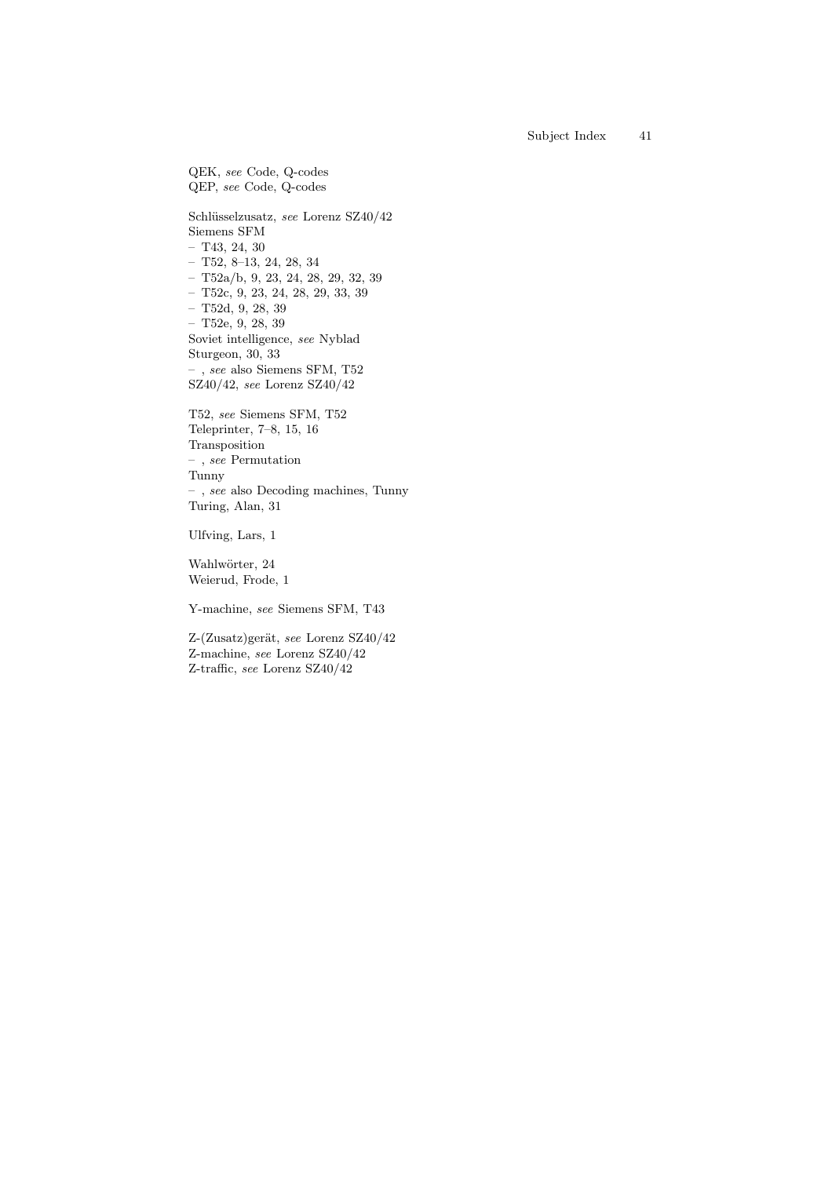QEK, *see* Code, Q-codes
QEP, *see* Code, Q-codes

Schlüsselzusatz, *see* Lorenz SZ40/42
Siemens SFM
– T43, 24, 30
– T52, 8–13, 24, 28, 34
– T52a/b, 9, 23, 24, 28, 29, 32, 39
– T52c, 9, 23, 24, 28, 29, 33, 39
– T52d, 9, 28, 39
– T52e, 9, 28, 39
Soviet intelligence, *see* Nyblad
Sturgeon, 30, 33
– , *see* also Siemens SFM, T52
SZ40/42, *see* Lorenz SZ40/42

T52, *see* Siemens SFM, T52
Teleprinter, 7–8, 15, 16
Transposition
– , *see* Permutation
Tunny
– , *see* also Decoding machines, Tunny
Turing, Alan, 31

Ulfving, Lars, 1

Wahlwörter, 24
Weierud, Frode, 1

Y-machine, *see* Siemens SFM, T43

Z-(Zusatz)gerät, *see* Lorenz SZ40/42
Z-machine, *see* Lorenz SZ40/42
Z-traffic, *see* Lorenz SZ40/42